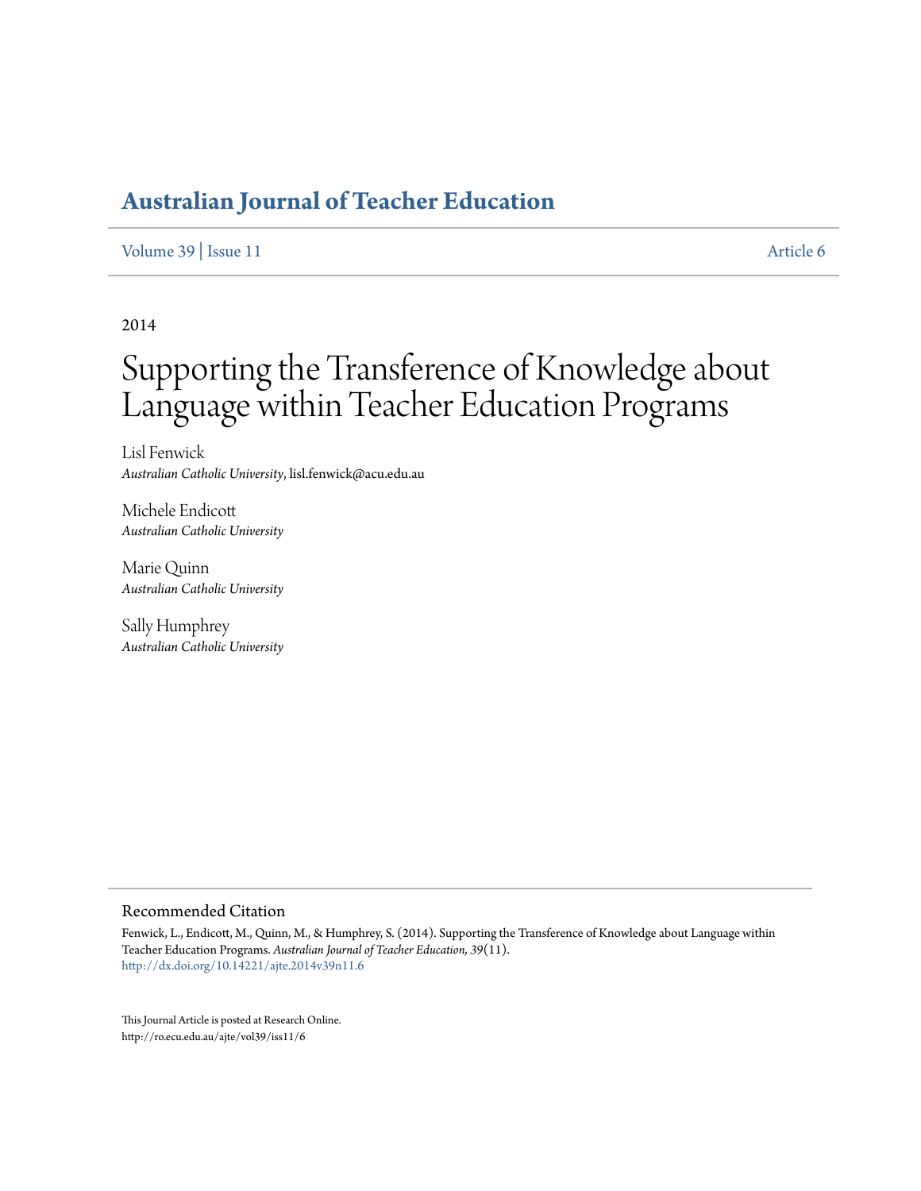# Australian Journal of Teacher Education

Volume 39 | Issue 11 Article 6

2014

# Supporting the Transference of Knowledge about Language within Teacher Education Programs

Lisl Fenwick
*Australian Catholic University*, lisl.fenwick@acu.edu.au

Michele Endicott
*Australian Catholic University*

Marie Quinn
*Australian Catholic University*

Sally Humphrey
*Australian Catholic University*

## Recommended Citation

Fenwick, L., Endicott, M., Quinn, M., & Humphrey, S. (2014). Supporting the Transference of Knowledge about Language within Teacher Education Programs. *Australian Journal of Teacher Education, 39*(11).
http://dx.doi.org/10.14221/ajte.2014v39n11.6

This Journal Article is posted at Research Online.
http://ro.ecu.edu.au/ajte/vol39/iss11/6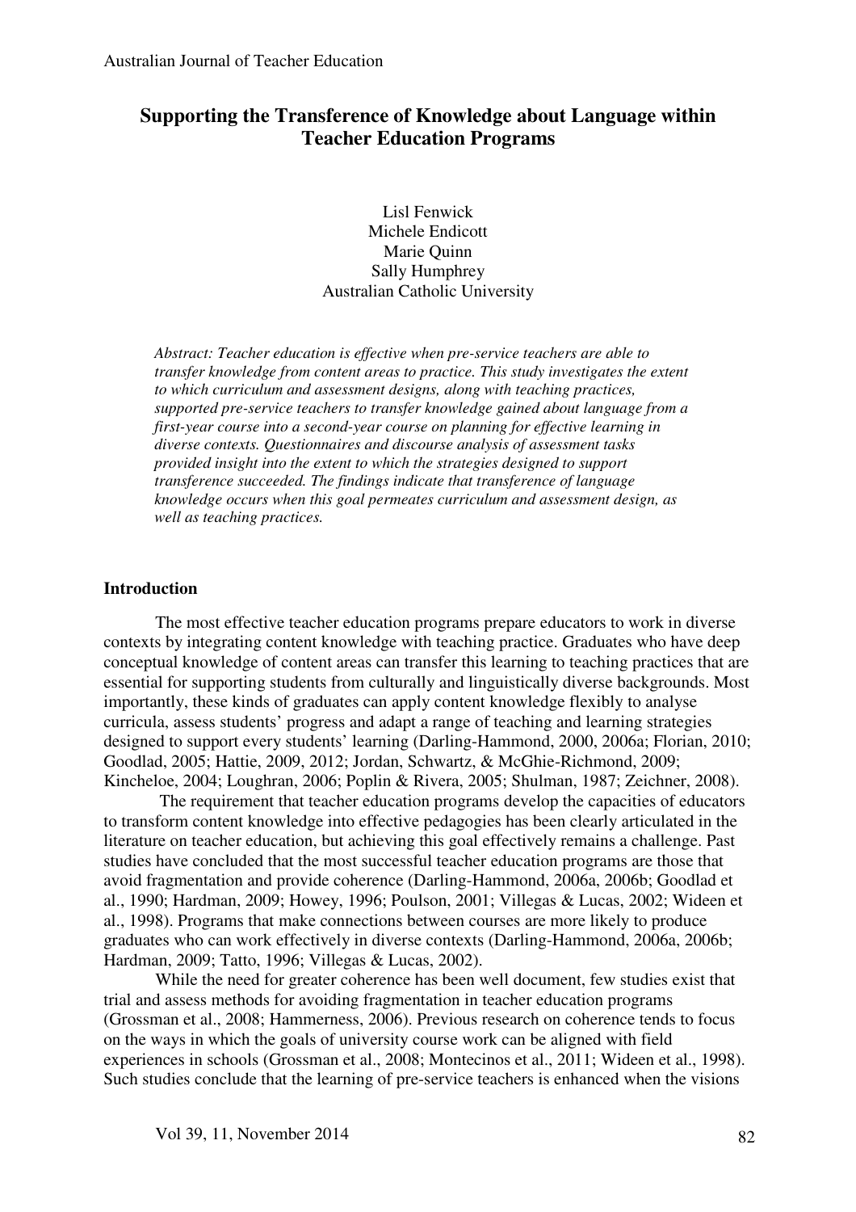# Supporting the Transference of Knowledge about Language within Teacher Education Programs

Lisl Fenwick
Michele Endicott
Marie Quinn
Sally Humphrey
Australian Catholic University

*Abstract: Teacher education is effective when pre-service teachers are able to transfer knowledge from content areas to practice. This study investigates the extent to which curriculum and assessment designs, along with teaching practices, supported pre-service teachers to transfer knowledge gained about language from a first-year course into a second-year course on planning for effective learning in diverse contexts. Questionnaires and discourse analysis of assessment tasks provided insight into the extent to which the strategies designed to support transference succeeded. The findings indicate that transference of language knowledge occurs when this goal permeates curriculum and assessment design, as well as teaching practices.*

## Introduction

The most effective teacher education programs prepare educators to work in diverse contexts by integrating content knowledge with teaching practice. Graduates who have deep conceptual knowledge of content areas can transfer this learning to teaching practices that are essential for supporting students from culturally and linguistically diverse backgrounds. Most importantly, these kinds of graduates can apply content knowledge flexibly to analyse curricula, assess students' progress and adapt a range of teaching and learning strategies designed to support every students' learning (Darling-Hammond, 2000, 2006a; Florian, 2010; Goodlad, 2005; Hattie, 2009, 2012; Jordan, Schwartz, & McGhie-Richmond, 2009; Kincheloe, 2004; Loughran, 2006; Poplin & Rivera, 2005; Shulman, 1987; Zeichner, 2008).

The requirement that teacher education programs develop the capacities of educators to transform content knowledge into effective pedagogies has been clearly articulated in the literature on teacher education, but achieving this goal effectively remains a challenge. Past studies have concluded that the most successful teacher education programs are those that avoid fragmentation and provide coherence (Darling-Hammond, 2006a, 2006b; Goodlad et al., 1990; Hardman, 2009; Howey, 1996; Poulson, 2001; Villegas & Lucas, 2002; Wideen et al., 1998). Programs that make connections between courses are more likely to produce graduates who can work effectively in diverse contexts (Darling-Hammond, 2006a, 2006b; Hardman, 2009; Tatto, 1996; Villegas & Lucas, 2002).

While the need for greater coherence has been well document, few studies exist that trial and assess methods for avoiding fragmentation in teacher education programs (Grossman et al., 2008; Hammerness, 2006). Previous research on coherence tends to focus on the ways in which the goals of university course work can be aligned with field experiences in schools (Grossman et al., 2008; Montecinos et al., 2011; Wideen et al., 1998). Such studies conclude that the learning of pre-service teachers is enhanced when the visions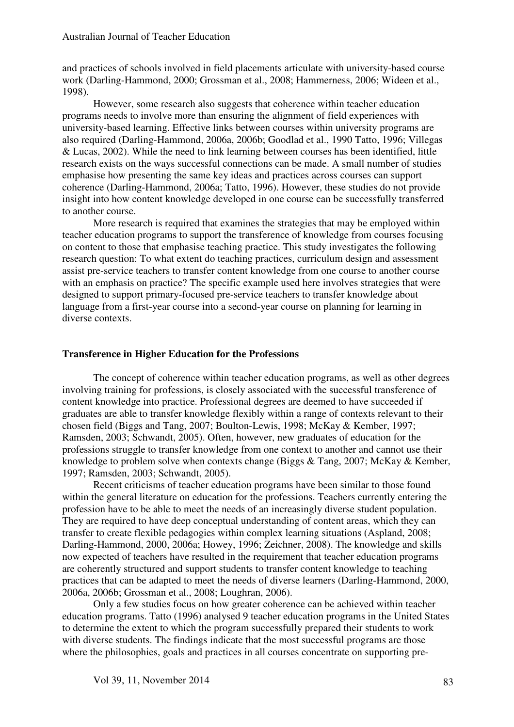and practices of schools involved in field placements articulate with university-based course work (Darling-Hammond, 2000; Grossman et al., 2008; Hammerness, 2006; Wideen et al., 1998).

However, some research also suggests that coherence within teacher education programs needs to involve more than ensuring the alignment of field experiences with university-based learning. Effective links between courses within university programs are also required (Darling-Hammond, 2006a, 2006b; Goodlad et al., 1990 Tatto, 1996; Villegas & Lucas, 2002). While the need to link learning between courses has been identified, little research exists on the ways successful connections can be made. A small number of studies emphasise how presenting the same key ideas and practices across courses can support coherence (Darling-Hammond, 2006a; Tatto, 1996). However, these studies do not provide insight into how content knowledge developed in one course can be successfully transferred to another course.

More research is required that examines the strategies that may be employed within teacher education programs to support the transference of knowledge from courses focusing on content to those that emphasise teaching practice. This study investigates the following research question: To what extent do teaching practices, curriculum design and assessment assist pre-service teachers to transfer content knowledge from one course to another course with an emphasis on practice? The specific example used here involves strategies that were designed to support primary-focused pre-service teachers to transfer knowledge about language from a first-year course into a second-year course on planning for learning in diverse contexts.

## Transference in Higher Education for the Professions

The concept of coherence within teacher education programs, as well as other degrees involving training for professions, is closely associated with the successful transference of content knowledge into practice. Professional degrees are deemed to have succeeded if graduates are able to transfer knowledge flexibly within a range of contexts relevant to their chosen field (Biggs and Tang, 2007; Boulton-Lewis, 1998; McKay & Kember, 1997; Ramsden, 2003; Schwandt, 2005). Often, however, new graduates of education for the professions struggle to transfer knowledge from one context to another and cannot use their knowledge to problem solve when contexts change (Biggs & Tang, 2007; McKay & Kember, 1997; Ramsden, 2003; Schwandt, 2005).

Recent criticisms of teacher education programs have been similar to those found within the general literature on education for the professions. Teachers currently entering the profession have to be able to meet the needs of an increasingly diverse student population. They are required to have deep conceptual understanding of content areas, which they can transfer to create flexible pedagogies within complex learning situations (Aspland, 2008; Darling-Hammond, 2000, 2006a; Howey, 1996; Zeichner, 2008). The knowledge and skills now expected of teachers have resulted in the requirement that teacher education programs are coherently structured and support students to transfer content knowledge to teaching practices that can be adapted to meet the needs of diverse learners (Darling-Hammond, 2000, 2006a, 2006b; Grossman et al., 2008; Loughran, 2006).

Only a few studies focus on how greater coherence can be achieved within teacher education programs. Tatto (1996) analysed 9 teacher education programs in the United States to determine the extent to which the program successfully prepared their students to work with diverse students. The findings indicate that the most successful programs are those where the philosophies, goals and practices in all courses concentrate on supporting pre-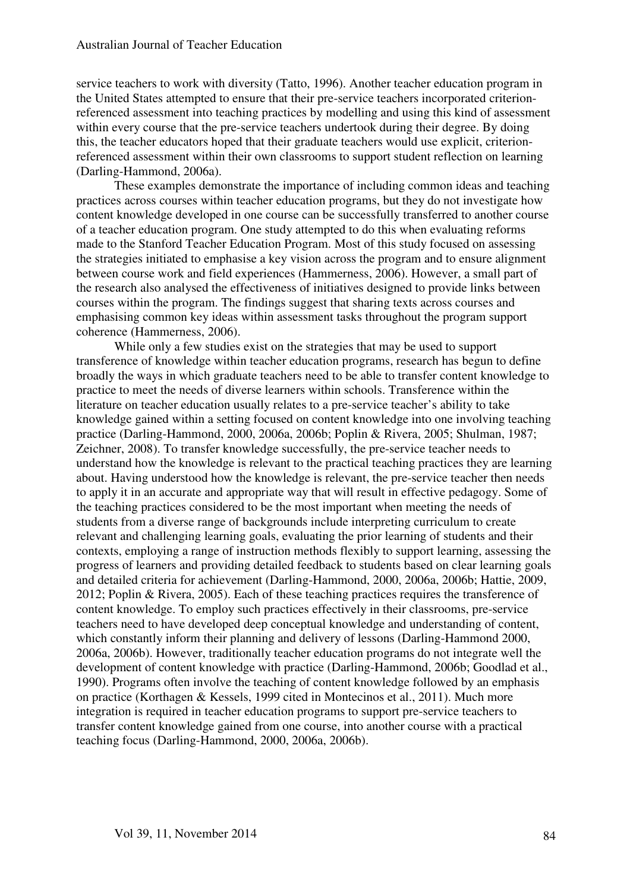service teachers to work with diversity (Tatto, 1996). Another teacher education program in the United States attempted to ensure that their pre-service teachers incorporated criterion-referenced assessment into teaching practices by modelling and using this kind of assessment within every course that the pre-service teachers undertook during their degree. By doing this, the teacher educators hoped that their graduate teachers would use explicit, criterion-referenced assessment within their own classrooms to support student reflection on learning (Darling-Hammond, 2006a).

These examples demonstrate the importance of including common ideas and teaching practices across courses within teacher education programs, but they do not investigate how content knowledge developed in one course can be successfully transferred to another course of a teacher education program. One study attempted to do this when evaluating reforms made to the Stanford Teacher Education Program. Most of this study focused on assessing the strategies initiated to emphasise a key vision across the program and to ensure alignment between course work and field experiences (Hammerness, 2006). However, a small part of the research also analysed the effectiveness of initiatives designed to provide links between courses within the program. The findings suggest that sharing texts across courses and emphasising common key ideas within assessment tasks throughout the program support coherence (Hammerness, 2006).

While only a few studies exist on the strategies that may be used to support transference of knowledge within teacher education programs, research has begun to define broadly the ways in which graduate teachers need to be able to transfer content knowledge to practice to meet the needs of diverse learners within schools. Transference within the literature on teacher education usually relates to a pre-service teacher's ability to take knowledge gained within a setting focused on content knowledge into one involving teaching practice (Darling-Hammond, 2000, 2006a, 2006b; Poplin & Rivera, 2005; Shulman, 1987; Zeichner, 2008). To transfer knowledge successfully, the pre-service teacher needs to understand how the knowledge is relevant to the practical teaching practices they are learning about. Having understood how the knowledge is relevant, the pre-service teacher then needs to apply it in an accurate and appropriate way that will result in effective pedagogy. Some of the teaching practices considered to be the most important when meeting the needs of students from a diverse range of backgrounds include interpreting curriculum to create relevant and challenging learning goals, evaluating the prior learning of students and their contexts, employing a range of instruction methods flexibly to support learning, assessing the progress of learners and providing detailed feedback to students based on clear learning goals and detailed criteria for achievement (Darling-Hammond, 2000, 2006a, 2006b; Hattie, 2009, 2012; Poplin & Rivera, 2005). Each of these teaching practices requires the transference of content knowledge. To employ such practices effectively in their classrooms, pre-service teachers need to have developed deep conceptual knowledge and understanding of content, which constantly inform their planning and delivery of lessons (Darling-Hammond 2000, 2006a, 2006b). However, traditionally teacher education programs do not integrate well the development of content knowledge with practice (Darling-Hammond, 2006b; Goodlad et al., 1990). Programs often involve the teaching of content knowledge followed by an emphasis on practice (Korthagen & Kessels, 1999 cited in Montecinos et al., 2011). Much more integration is required in teacher education programs to support pre-service teachers to transfer content knowledge gained from one course, into another course with a practical teaching focus (Darling-Hammond, 2000, 2006a, 2006b).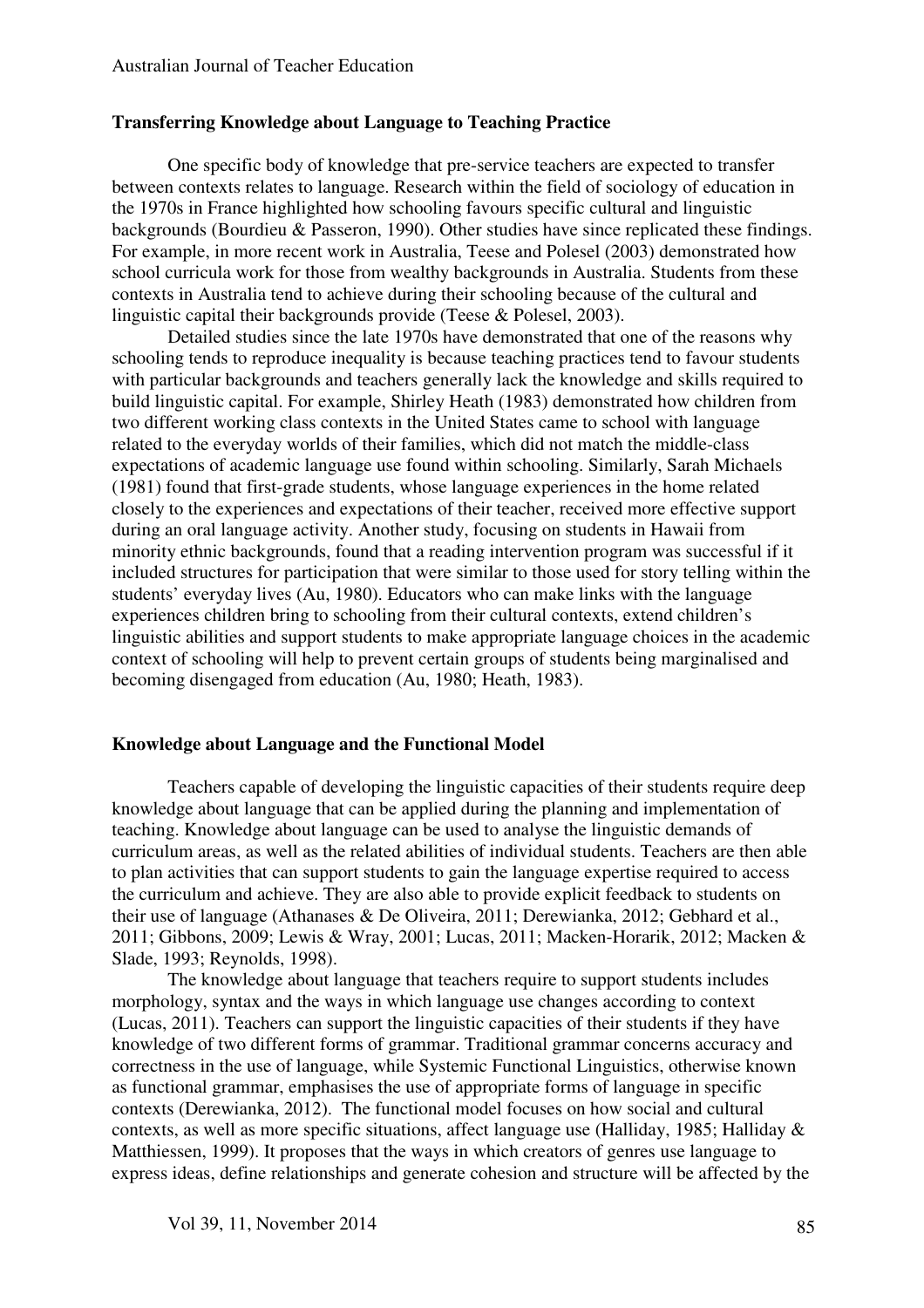### Transferring Knowledge about Language to Teaching Practice

One specific body of knowledge that pre-service teachers are expected to transfer between contexts relates to language. Research within the field of sociology of education in the 1970s in France highlighted how schooling favours specific cultural and linguistic backgrounds (Bourdieu & Passeron, 1990). Other studies have since replicated these findings. For example, in more recent work in Australia, Teese and Polesel (2003) demonstrated how school curricula work for those from wealthy backgrounds in Australia. Students from these contexts in Australia tend to achieve during their schooling because of the cultural and linguistic capital their backgrounds provide (Teese & Polesel, 2003).

Detailed studies since the late 1970s have demonstrated that one of the reasons why schooling tends to reproduce inequality is because teaching practices tend to favour students with particular backgrounds and teachers generally lack the knowledge and skills required to build linguistic capital. For example, Shirley Heath (1983) demonstrated how children from two different working class contexts in the United States came to school with language related to the everyday worlds of their families, which did not match the middle-class expectations of academic language use found within schooling. Similarly, Sarah Michaels (1981) found that first-grade students, whose language experiences in the home related closely to the experiences and expectations of their teacher, received more effective support during an oral language activity. Another study, focusing on students in Hawaii from minority ethnic backgrounds, found that a reading intervention program was successful if it included structures for participation that were similar to those used for story telling within the students' everyday lives (Au, 1980). Educators who can make links with the language experiences children bring to schooling from their cultural contexts, extend children's linguistic abilities and support students to make appropriate language choices in the academic context of schooling will help to prevent certain groups of students being marginalised and becoming disengaged from education (Au, 1980; Heath, 1983).

### Knowledge about Language and the Functional Model

Teachers capable of developing the linguistic capacities of their students require deep knowledge about language that can be applied during the planning and implementation of teaching. Knowledge about language can be used to analyse the linguistic demands of curriculum areas, as well as the related abilities of individual students. Teachers are then able to plan activities that can support students to gain the language expertise required to access the curriculum and achieve. They are also able to provide explicit feedback to students on their use of language (Athanases & De Oliveira, 2011; Derewianka, 2012; Gebhard et al., 2011; Gibbons, 2009; Lewis & Wray, 2001; Lucas, 2011; Macken-Horarik, 2012; Macken & Slade, 1993; Reynolds, 1998).

The knowledge about language that teachers require to support students includes morphology, syntax and the ways in which language use changes according to context (Lucas, 2011). Teachers can support the linguistic capacities of their students if they have knowledge of two different forms of grammar. Traditional grammar concerns accuracy and correctness in the use of language, while Systemic Functional Linguistics, otherwise known as functional grammar, emphasises the use of appropriate forms of language in specific contexts (Derewianka, 2012). The functional model focuses on how social and cultural contexts, as well as more specific situations, affect language use (Halliday, 1985; Halliday & Matthiessen, 1999). It proposes that the ways in which creators of genres use language to express ideas, define relationships and generate cohesion and structure will be affected by the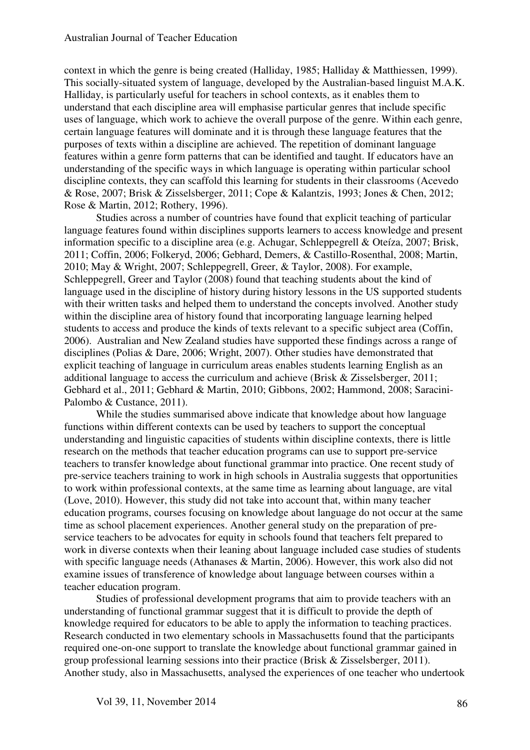context in which the genre is being created (Halliday, 1985; Halliday & Matthiessen, 1999). This socially-situated system of language, developed by the Australian-based linguist M.A.K. Halliday, is particularly useful for teachers in school contexts, as it enables them to understand that each discipline area will emphasise particular genres that include specific uses of language, which work to achieve the overall purpose of the genre. Within each genre, certain language features will dominate and it is through these language features that the purposes of texts within a discipline are achieved. The repetition of dominant language features within a genre form patterns that can be identified and taught. If educators have an understanding of the specific ways in which language is operating within particular school discipline contexts, they can scaffold this learning for students in their classrooms (Acevedo & Rose, 2007; Brisk & Zisselsberger, 2011; Cope & Kalantzis, 1993; Jones & Chen, 2012; Rose & Martin, 2012; Rothery, 1996).

Studies across a number of countries have found that explicit teaching of particular language features found within disciplines supports learners to access knowledge and present information specific to a discipline area (e.g. Achugar, Schleppegrell & Oteíza, 2007; Brisk, 2011; Coffin, 2006; Folkeryd, 2006; Gebhard, Demers, & Castillo-Rosenthal, 2008; Martin, 2010; May & Wright, 2007; Schleppegrell, Greer, & Taylor, 2008). For example, Schleppegrell, Greer and Taylor (2008) found that teaching students about the kind of language used in the discipline of history during history lessons in the US supported students with their written tasks and helped them to understand the concepts involved. Another study within the discipline area of history found that incorporating language learning helped students to access and produce the kinds of texts relevant to a specific subject area (Coffin, 2006). Australian and New Zealand studies have supported these findings across a range of disciplines (Polias & Dare, 2006; Wright, 2007). Other studies have demonstrated that explicit teaching of language in curriculum areas enables students learning English as an additional language to access the curriculum and achieve (Brisk & Zisselsberger, 2011; Gebhard et al., 2011; Gebhard & Martin, 2010; Gibbons, 2002; Hammond, 2008; Saracini-Palombo & Custance, 2011).

While the studies summarised above indicate that knowledge about how language functions within different contexts can be used by teachers to support the conceptual understanding and linguistic capacities of students within discipline contexts, there is little research on the methods that teacher education programs can use to support pre-service teachers to transfer knowledge about functional grammar into practice. One recent study of pre-service teachers training to work in high schools in Australia suggests that opportunities to work within professional contexts, at the same time as learning about language, are vital (Love, 2010). However, this study did not take into account that, within many teacher education programs, courses focusing on knowledge about language do not occur at the same time as school placement experiences. Another general study on the preparation of pre-service teachers to be advocates for equity in schools found that teachers felt prepared to work in diverse contexts when their leaning about language included case studies of students with specific language needs (Athanases & Martin, 2006). However, this work also did not examine issues of transference of knowledge about language between courses within a teacher education program.

Studies of professional development programs that aim to provide teachers with an understanding of functional grammar suggest that it is difficult to provide the depth of knowledge required for educators to be able to apply the information to teaching practices. Research conducted in two elementary schools in Massachusetts found that the participants required one-on-one support to translate the knowledge about functional grammar gained in group professional learning sessions into their practice (Brisk & Zisselsberger, 2011). Another study, also in Massachusetts, analysed the experiences of one teacher who undertook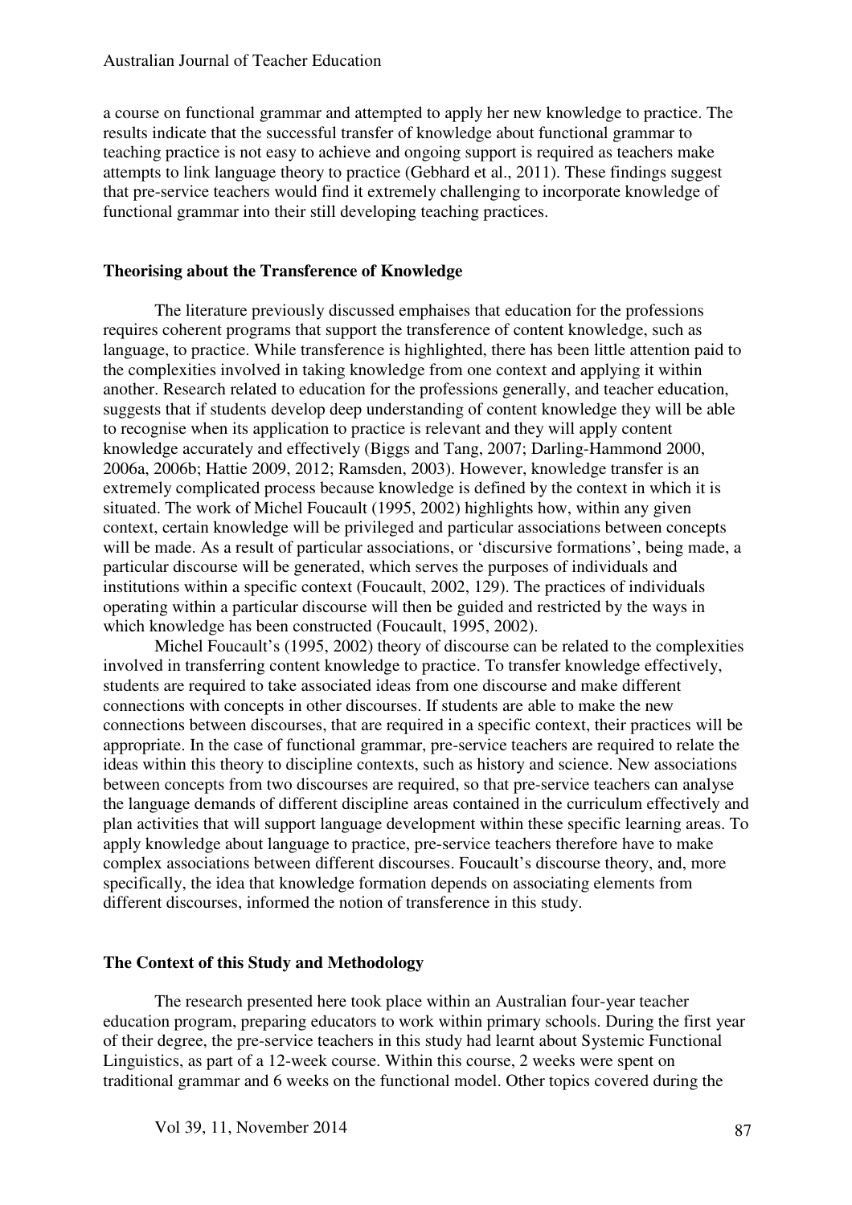a course on functional grammar and attempted to apply her new knowledge to practice. The results indicate that the successful transfer of knowledge about functional grammar to teaching practice is not easy to achieve and ongoing support is required as teachers make attempts to link language theory to practice (Gebhard et al., 2011). These findings suggest that pre-service teachers would find it extremely challenging to incorporate knowledge of functional grammar into their still developing teaching practices.

## Theorising about the Transference of Knowledge

The literature previously discussed emphasises that education for the professions requires coherent programs that support the transference of content knowledge, such as language, to practice. While transference is highlighted, there has been little attention paid to the complexities involved in taking knowledge from one context and applying it within another. Research related to education for the professions generally, and teacher education, suggests that if students develop deep understanding of content knowledge they will be able to recognise when its application to practice is relevant and they will apply content knowledge accurately and effectively (Biggs and Tang, 2007; Darling-Hammond 2000, 2006a, 2006b; Hattie 2009, 2012; Ramsden, 2003). However, knowledge transfer is an extremely complicated process because knowledge is defined by the context in which it is situated. The work of Michel Foucault (1995, 2002) highlights how, within any given context, certain knowledge will be privileged and particular associations between concepts will be made. As a result of particular associations, or 'discursive formations', being made, a particular discourse will be generated, which serves the purposes of individuals and institutions within a specific context (Foucault, 2002, 129). The practices of individuals operating within a particular discourse will then be guided and restricted by the ways in which knowledge has been constructed (Foucault, 1995, 2002).

Michel Foucault's (1995, 2002) theory of discourse can be related to the complexities involved in transferring content knowledge to practice. To transfer knowledge effectively, students are required to take associated ideas from one discourse and make different connections with concepts in other discourses. If students are able to make the new connections between discourses, that are required in a specific context, their practices will be appropriate. In the case of functional grammar, pre-service teachers are required to relate the ideas within this theory to discipline contexts, such as history and science. New associations between concepts from two discourses are required, so that pre-service teachers can analyse the language demands of different discipline areas contained in the curriculum effectively and plan activities that will support language development within these specific learning areas. To apply knowledge about language to practice, pre-service teachers therefore have to make complex associations between different discourses. Foucault's discourse theory, and, more specifically, the idea that knowledge formation depends on associating elements from different discourses, informed the notion of transference in this study.

## The Context of this Study and Methodology

The research presented here took place within an Australian four-year teacher education program, preparing educators to work within primary schools. During the first year of their degree, the pre-service teachers in this study had learnt about Systemic Functional Linguistics, as part of a 12-week course. Within this course, 2 weeks were spent on traditional grammar and 6 weeks on the functional model. Other topics covered during the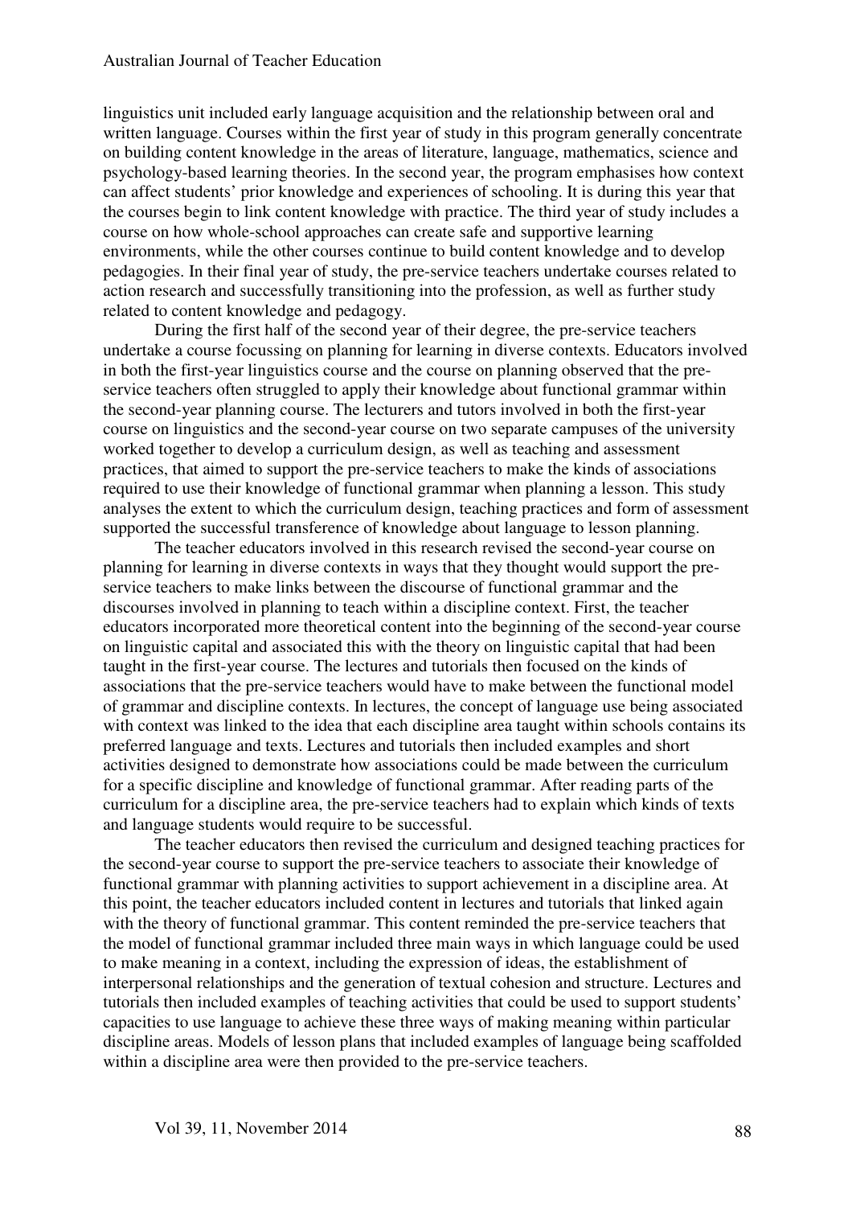linguistics unit included early language acquisition and the relationship between oral and written language. Courses within the first year of study in this program generally concentrate on building content knowledge in the areas of literature, language, mathematics, science and psychology-based learning theories. In the second year, the program emphasises how context can affect students' prior knowledge and experiences of schooling. It is during this year that the courses begin to link content knowledge with practice. The third year of study includes a course on how whole-school approaches can create safe and supportive learning environments, while the other courses continue to build content knowledge and to develop pedagogies. In their final year of study, the pre-service teachers undertake courses related to action research and successfully transitioning into the profession, as well as further study related to content knowledge and pedagogy.

During the first half of the second year of their degree, the pre-service teachers undertake a course focussing on planning for learning in diverse contexts. Educators involved in both the first-year linguistics course and the course on planning observed that the pre-service teachers often struggled to apply their knowledge about functional grammar within the second-year planning course. The lecturers and tutors involved in both the first-year course on linguistics and the second-year course on two separate campuses of the university worked together to develop a curriculum design, as well as teaching and assessment practices, that aimed to support the pre-service teachers to make the kinds of associations required to use their knowledge of functional grammar when planning a lesson. This study analyses the extent to which the curriculum design, teaching practices and form of assessment supported the successful transference of knowledge about language to lesson planning.

The teacher educators involved in this research revised the second-year course on planning for learning in diverse contexts in ways that they thought would support the pre-service teachers to make links between the discourse of functional grammar and the discourses involved in planning to teach within a discipline context. First, the teacher educators incorporated more theoretical content into the beginning of the second-year course on linguistic capital and associated this with the theory on linguistic capital that had been taught in the first-year course. The lectures and tutorials then focused on the kinds of associations that the pre-service teachers would have to make between the functional model of grammar and discipline contexts. In lectures, the concept of language use being associated with context was linked to the idea that each discipline area taught within schools contains its preferred language and texts. Lectures and tutorials then included examples and short activities designed to demonstrate how associations could be made between the curriculum for a specific discipline and knowledge of functional grammar. After reading parts of the curriculum for a discipline area, the pre-service teachers had to explain which kinds of texts and language students would require to be successful.

The teacher educators then revised the curriculum and designed teaching practices for the second-year course to support the pre-service teachers to associate their knowledge of functional grammar with planning activities to support achievement in a discipline area. At this point, the teacher educators included content in lectures and tutorials that linked again with the theory of functional grammar. This content reminded the pre-service teachers that the model of functional grammar included three main ways in which language could be used to make meaning in a context, including the expression of ideas, the establishment of interpersonal relationships and the generation of textual cohesion and structure. Lectures and tutorials then included examples of teaching activities that could be used to support students' capacities to use language to achieve these three ways of making meaning within particular discipline areas. Models of lesson plans that included examples of language being scaffolded within a discipline area were then provided to the pre-service teachers.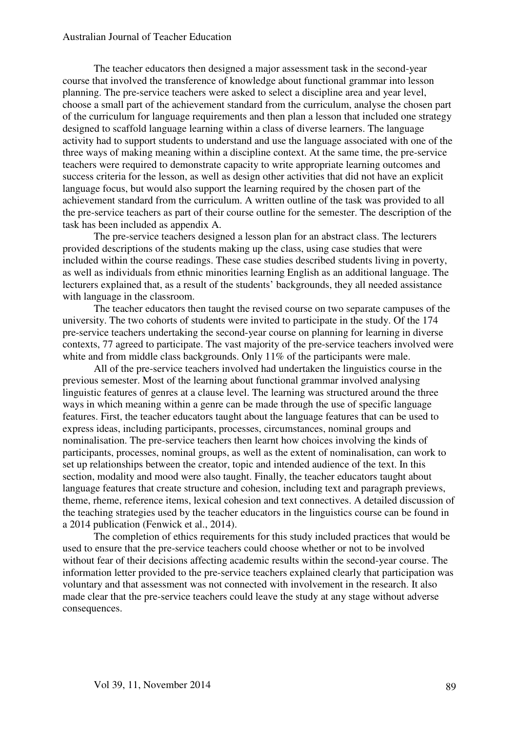The teacher educators then designed a major assessment task in the second-year course that involved the transference of knowledge about functional grammar into lesson planning. The pre-service teachers were asked to select a discipline area and year level, choose a small part of the achievement standard from the curriculum, analyse the chosen part of the curriculum for language requirements and then plan a lesson that included one strategy designed to scaffold language learning within a class of diverse learners. The language activity had to support students to understand and use the language associated with one of the three ways of making meaning within a discipline context. At the same time, the pre-service teachers were required to demonstrate capacity to write appropriate learning outcomes and success criteria for the lesson, as well as design other activities that did not have an explicit language focus, but would also support the learning required by the chosen part of the achievement standard from the curriculum. A written outline of the task was provided to all the pre-service teachers as part of their course outline for the semester. The description of the task has been included as appendix A.

The pre-service teachers designed a lesson plan for an abstract class. The lecturers provided descriptions of the students making up the class, using case studies that were included within the course readings. These case studies described students living in poverty, as well as individuals from ethnic minorities learning English as an additional language. The lecturers explained that, as a result of the students' backgrounds, they all needed assistance with language in the classroom.

The teacher educators then taught the revised course on two separate campuses of the university. The two cohorts of students were invited to participate in the study. Of the 174 pre-service teachers undertaking the second-year course on planning for learning in diverse contexts, 77 agreed to participate. The vast majority of the pre-service teachers involved were white and from middle class backgrounds. Only 11% of the participants were male.

All of the pre-service teachers involved had undertaken the linguistics course in the previous semester. Most of the learning about functional grammar involved analysing linguistic features of genres at a clause level. The learning was structured around the three ways in which meaning within a genre can be made through the use of specific language features. First, the teacher educators taught about the language features that can be used to express ideas, including participants, processes, circumstances, nominal groups and nominalisation. The pre-service teachers then learnt how choices involving the kinds of participants, processes, nominal groups, as well as the extent of nominalisation, can work to set up relationships between the creator, topic and intended audience of the text. In this section, modality and mood were also taught. Finally, the teacher educators taught about language features that create structure and cohesion, including text and paragraph previews, theme, rheme, reference items, lexical cohesion and text connectives. A detailed discussion of the teaching strategies used by the teacher educators in the linguistics course can be found in a 2014 publication (Fenwick et al., 2014).

The completion of ethics requirements for this study included practices that would be used to ensure that the pre-service teachers could choose whether or not to be involved without fear of their decisions affecting academic results within the second-year course. The information letter provided to the pre-service teachers explained clearly that participation was voluntary and that assessment was not connected with involvement in the research. It also made clear that the pre-service teachers could leave the study at any stage without adverse consequences.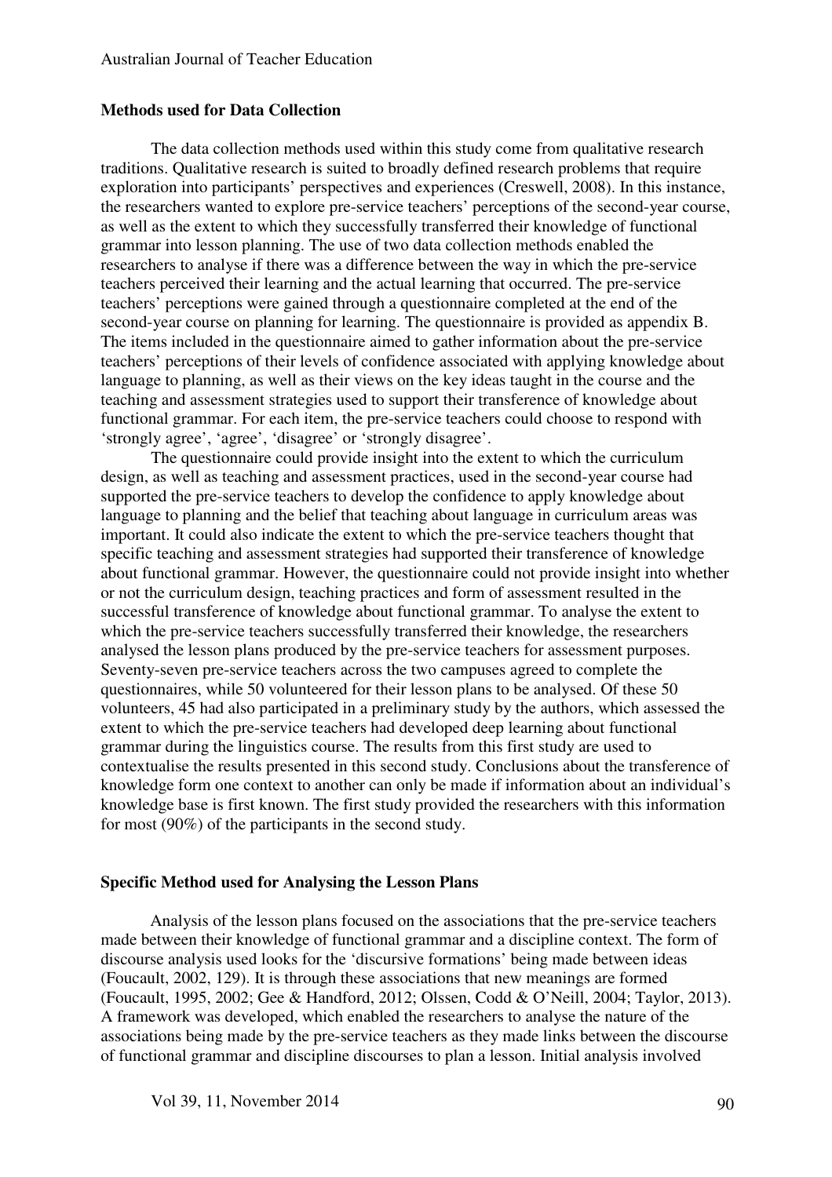### Methods used for Data Collection

The data collection methods used within this study come from qualitative research traditions. Qualitative research is suited to broadly defined research problems that require exploration into participants' perspectives and experiences (Creswell, 2008). In this instance, the researchers wanted to explore pre-service teachers' perceptions of the second-year course, as well as the extent to which they successfully transferred their knowledge of functional grammar into lesson planning. The use of two data collection methods enabled the researchers to analyse if there was a difference between the way in which the pre-service teachers perceived their learning and the actual learning that occurred. The pre-service teachers' perceptions were gained through a questionnaire completed at the end of the second-year course on planning for learning. The questionnaire is provided as appendix B. The items included in the questionnaire aimed to gather information about the pre-service teachers' perceptions of their levels of confidence associated with applying knowledge about language to planning, as well as their views on the key ideas taught in the course and the teaching and assessment strategies used to support their transference of knowledge about functional grammar. For each item, the pre-service teachers could choose to respond with 'strongly agree', 'agree', 'disagree' or 'strongly disagree'.

The questionnaire could provide insight into the extent to which the curriculum design, as well as teaching and assessment practices, used in the second-year course had supported the pre-service teachers to develop the confidence to apply knowledge about language to planning and the belief that teaching about language in curriculum areas was important. It could also indicate the extent to which the pre-service teachers thought that specific teaching and assessment strategies had supported their transference of knowledge about functional grammar. However, the questionnaire could not provide insight into whether or not the curriculum design, teaching practices and form of assessment resulted in the successful transference of knowledge about functional grammar. To analyse the extent to which the pre-service teachers successfully transferred their knowledge, the researchers analysed the lesson plans produced by the pre-service teachers for assessment purposes. Seventy-seven pre-service teachers across the two campuses agreed to complete the questionnaires, while 50 volunteered for their lesson plans to be analysed. Of these 50 volunteers, 45 had also participated in a preliminary study by the authors, which assessed the extent to which the pre-service teachers had developed deep learning about functional grammar during the linguistics course. The results from this first study are used to contextualise the results presented in this second study. Conclusions about the transference of knowledge form one context to another can only be made if information about an individual's knowledge base is first known. The first study provided the researchers with this information for most (90%) of the participants in the second study.

### Specific Method used for Analysing the Lesson Plans

Analysis of the lesson plans focused on the associations that the pre-service teachers made between their knowledge of functional grammar and a discipline context. The form of discourse analysis used looks for the 'discursive formations' being made between ideas (Foucault, 2002, 129). It is through these associations that new meanings are formed (Foucault, 1995, 2002; Gee & Handford, 2012; Olssen, Codd & O'Neill, 2004; Taylor, 2013). A framework was developed, which enabled the researchers to analyse the nature of the associations being made by the pre-service teachers as they made links between the discourse of functional grammar and discipline discourses to plan a lesson. Initial analysis involved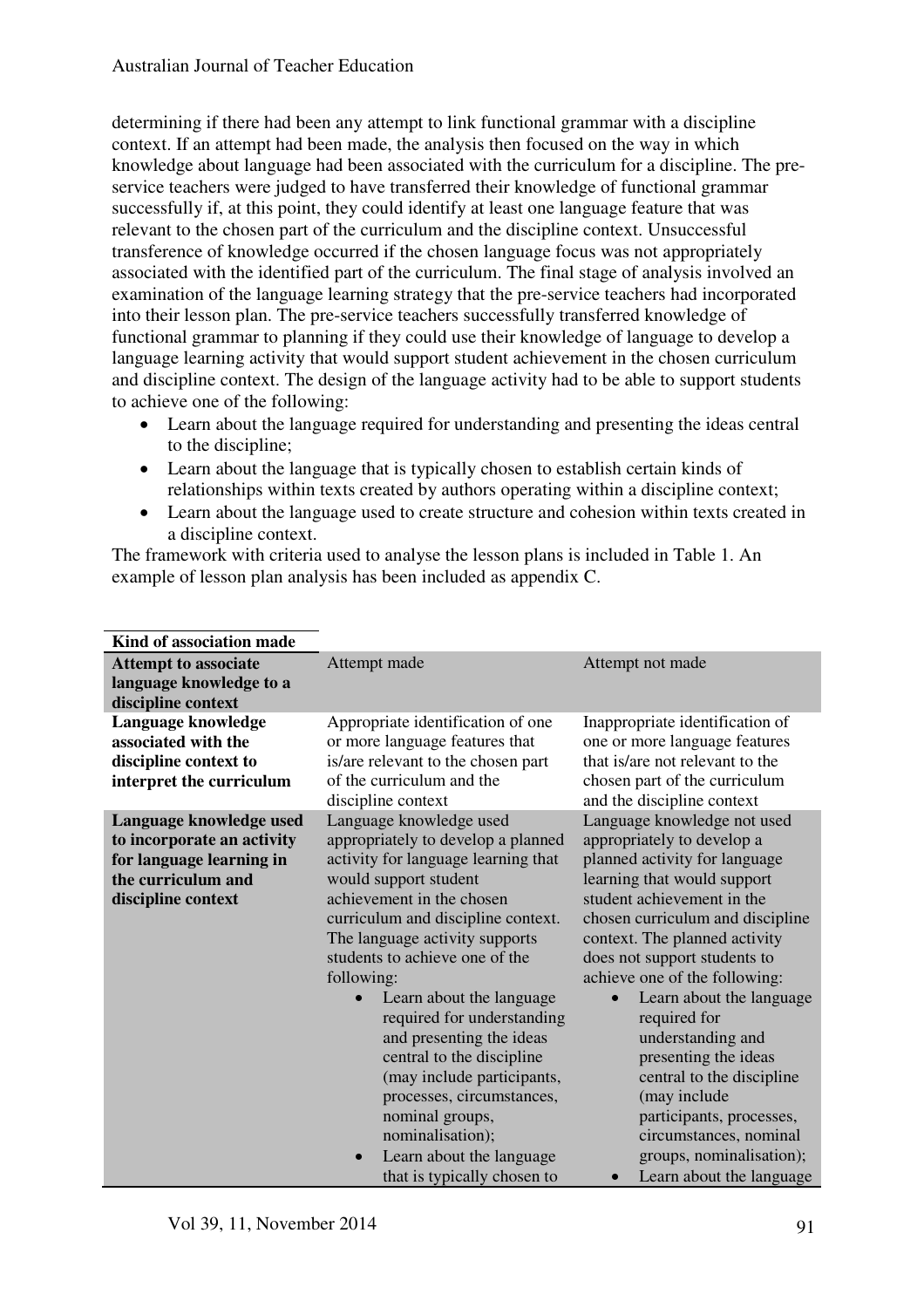determining if there had been any attempt to link functional grammar with a discipline context. If an attempt had been made, the analysis then focused on the way in which knowledge about language had been associated with the curriculum for a discipline. The pre-service teachers were judged to have transferred their knowledge of functional grammar successfully if, at this point, they could identify at least one language feature that was relevant to the chosen part of the curriculum and the discipline context. Unsuccessful transference of knowledge occurred if the chosen language focus was not appropriately associated with the identified part of the curriculum. The final stage of analysis involved an examination of the language learning strategy that the pre-service teachers had incorporated into their lesson plan. The pre-service teachers successfully transferred knowledge of functional grammar to planning if they could use their knowledge of language to develop a language learning activity that would support student achievement in the chosen curriculum and discipline context. The design of the language activity had to be able to support students to achieve one of the following:

- Learn about the language required for understanding and presenting the ideas central to the discipline;
- Learn about the language that is typically chosen to establish certain kinds of relationships within texts created by authors operating within a discipline context;
- Learn about the language used to create structure and cohesion within texts created in a discipline context.

The framework with criteria used to analyse the lesson plans is included in Table 1. An example of lesson plan analysis has been included as appendix C.

| **Kind of association made** | | |
|---|---|---|
| **Attempt to associate language knowledge to a discipline context** | Attempt made | Attempt not made |
| **Language knowledge associated with the discipline context to interpret the curriculum** | Appropriate identification of one or more language features that is/are relevant to the chosen part of the curriculum and the discipline context | Inappropriate identification of one or more language features that is/are not relevant to the chosen part of the curriculum and the discipline context |
| **Language knowledge used to incorporate an activity for language learning in the curriculum and discipline context** | Language knowledge used appropriately to develop a planned activity for language learning that would support student achievement in the chosen curriculum and discipline context. The language activity supports students to achieve one of the following: <br>• Learn about the language required for understanding and presenting the ideas central to the discipline (may include participants, processes, circumstances, nominal groups, nominalisation); <br>• Learn about the language that is typically chosen to | Language knowledge not used appropriately to develop a planned activity for language learning that would support student achievement in the chosen curriculum and discipline context. The planned activity does not support students to achieve one of the following: <br>• Learn about the language required for understanding and presenting the ideas central to the discipline (may include participants, processes, circumstances, nominal groups, nominalisation); <br>• Learn about the language |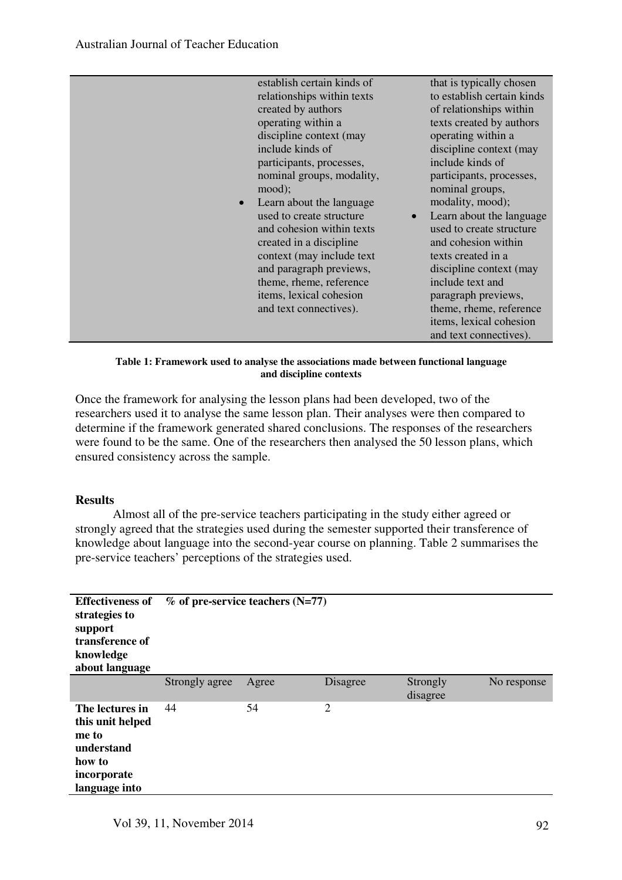| | | |
|---|---|---|
| | establish certain kinds of relationships within texts created by authors operating within a discipline context (may include kinds of participants, processes, nominal groups, modality, mood);<br>• Learn about the language used to create structure and cohesion within texts created in a discipline context (may include text and paragraph previews, theme, rheme, reference items, lexical cohesion and text connectives). | that is typically chosen to establish certain kinds of relationships within texts created by authors operating within a discipline context (may include kinds of participants, processes, nominal groups, modality, mood);<br>• Learn about the language used to create structure and cohesion within texts created in a discipline context (may include text and paragraph previews, theme, rheme, reference items, lexical cohesion and text connectives). |

**Table 1: Framework used to analyse the associations made between functional language and discipline contexts**

Once the framework for analysing the lesson plans had been developed, two of the researchers used it to analyse the same lesson plan. Their analyses were then compared to determine if the framework generated shared conclusions. The responses of the researchers were found to be the same. One of the researchers then analysed the 50 lesson plans, which ensured consistency across the sample.

## Results

Almost all of the pre-service teachers participating in the study either agreed or strongly agreed that the strategies used during the semester supported their transference of knowledge about language into the second-year course on planning. Table 2 summarises the pre-service teachers' perceptions of the strategies used.

| **Effectiveness of strategies to support transference of knowledge about language** | **% of pre-service teachers (N=77)** | | | | |
|---|---|---|---|---|---|
| | Strongly agree | Agree | Disagree | Strongly disagree | No response |
| **The lectures in this unit helped me to understand how to incorporate language into** | 44 | 54 | 2 | | |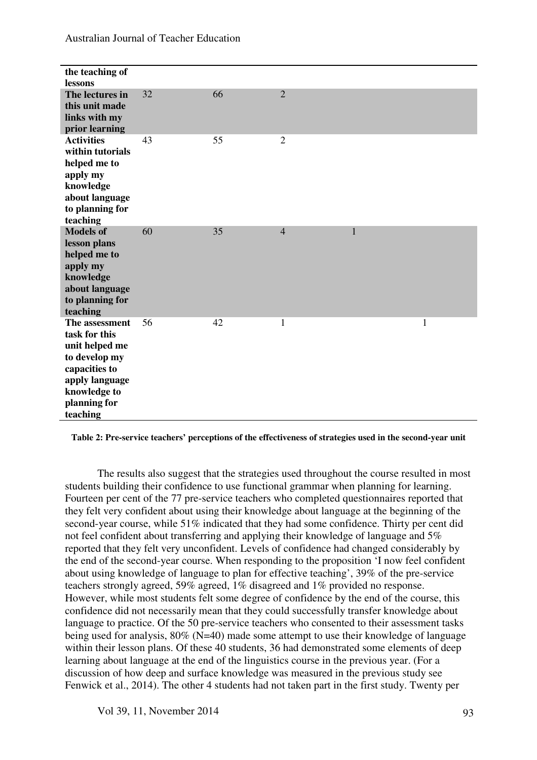| | | | | | |
|---|---|---|---|---|---|
| **the teaching of lessons** | | | | | |
| **The lectures in this unit made links with my prior learning** | 32 | 66 | 2 | | |
| **Activities within tutorials helped me to apply my knowledge about language to planning for teaching** | 43 | 55 | 2 | | |
| **Models of lesson plans helped me to apply my knowledge about language to planning for teaching** | 60 | 35 | 4 | 1 | |
| **The assessment task for this unit helped me to develop my capacities to apply language knowledge to planning for teaching** | 56 | 42 | 1 | | 1 |

**Table 2: Pre-service teachers' perceptions of the effectiveness of strategies used in the second-year unit**

The results also suggest that the strategies used throughout the course resulted in most students building their confidence to use functional grammar when planning for learning. Fourteen per cent of the 77 pre-service teachers who completed questionnaires reported that they felt very confident about using their knowledge about language at the beginning of the second-year course, while 51% indicated that they had some confidence. Thirty per cent did not feel confident about transferring and applying their knowledge of language and 5% reported that they felt very unconfident. Levels of confidence had changed considerably by the end of the second-year course. When responding to the proposition 'I now feel confident about using knowledge of language to plan for effective teaching', 39% of the pre-service teachers strongly agreed, 59% agreed, 1% disagreed and 1% provided no response. However, while most students felt some degree of confidence by the end of the course, this confidence did not necessarily mean that they could successfully transfer knowledge about language to practice. Of the 50 pre-service teachers who consented to their assessment tasks being used for analysis, 80% (N=40) made some attempt to use their knowledge of language within their lesson plans. Of these 40 students, 36 had demonstrated some elements of deep learning about language at the end of the linguistics course in the previous year. (For a discussion of how deep and surface knowledge was measured in the previous study see Fenwick et al., 2014). The other 4 students had not taken part in the first study. Twenty per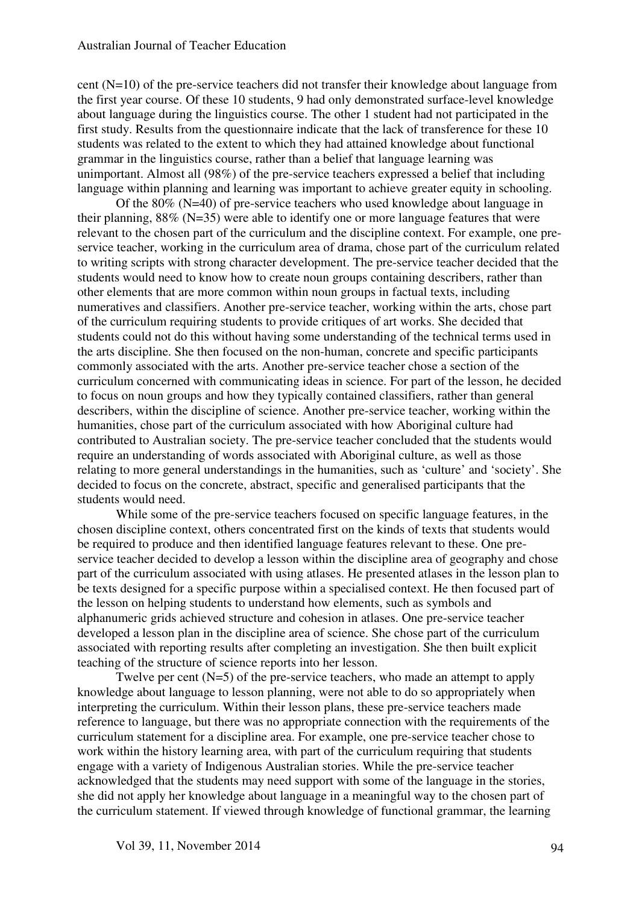cent (N=10) of the pre-service teachers did not transfer their knowledge about language from the first year course. Of these 10 students, 9 had only demonstrated surface-level knowledge about language during the linguistics course. The other 1 student had not participated in the first study. Results from the questionnaire indicate that the lack of transference for these 10 students was related to the extent to which they had attained knowledge about functional grammar in the linguistics course, rather than a belief that language learning was unimportant. Almost all (98%) of the pre-service teachers expressed a belief that including language within planning and learning was important to achieve greater equity in schooling.

Of the 80% (N=40) of pre-service teachers who used knowledge about language in their planning, 88% (N=35) were able to identify one or more language features that were relevant to the chosen part of the curriculum and the discipline context. For example, one pre-service teacher, working in the curriculum area of drama, chose part of the curriculum related to writing scripts with strong character development. The pre-service teacher decided that the students would need to know how to create noun groups containing describers, rather than other elements that are more common within noun groups in factual texts, including numeratives and classifiers. Another pre-service teacher, working within the arts, chose part of the curriculum requiring students to provide critiques of art works. She decided that students could not do this without having some understanding of the technical terms used in the arts discipline. She then focused on the non-human, concrete and specific participants commonly associated with the arts. Another pre-service teacher chose a section of the curriculum concerned with communicating ideas in science. For part of the lesson, he decided to focus on noun groups and how they typically contained classifiers, rather than general describers, within the discipline of science. Another pre-service teacher, working within the humanities, chose part of the curriculum associated with how Aboriginal culture had contributed to Australian society. The pre-service teacher concluded that the students would require an understanding of words associated with Aboriginal culture, as well as those relating to more general understandings in the humanities, such as 'culture' and 'society'. She decided to focus on the concrete, abstract, specific and generalised participants that the students would need.

While some of the pre-service teachers focused on specific language features, in the chosen discipline context, others concentrated first on the kinds of texts that students would be required to produce and then identified language features relevant to these. One pre-service teacher decided to develop a lesson within the discipline area of geography and chose part of the curriculum associated with using atlases. He presented atlases in the lesson plan to be texts designed for a specific purpose within a specialised context. He then focused part of the lesson on helping students to understand how elements, such as symbols and alphanumeric grids achieved structure and cohesion in atlases. One pre-service teacher developed a lesson plan in the discipline area of science. She chose part of the curriculum associated with reporting results after completing an investigation. She then built explicit teaching of the structure of science reports into her lesson.

Twelve per cent (N=5) of the pre-service teachers, who made an attempt to apply knowledge about language to lesson planning, were not able to do so appropriately when interpreting the curriculum. Within their lesson plans, these pre-service teachers made reference to language, but there was no appropriate connection with the requirements of the curriculum statement for a discipline area. For example, one pre-service teacher chose to work within the history learning area, with part of the curriculum requiring that students engage with a variety of Indigenous Australian stories. While the pre-service teacher acknowledged that the students may need support with some of the language in the stories, she did not apply her knowledge about language in a meaningful way to the chosen part of the curriculum statement. If viewed through knowledge of functional grammar, the learning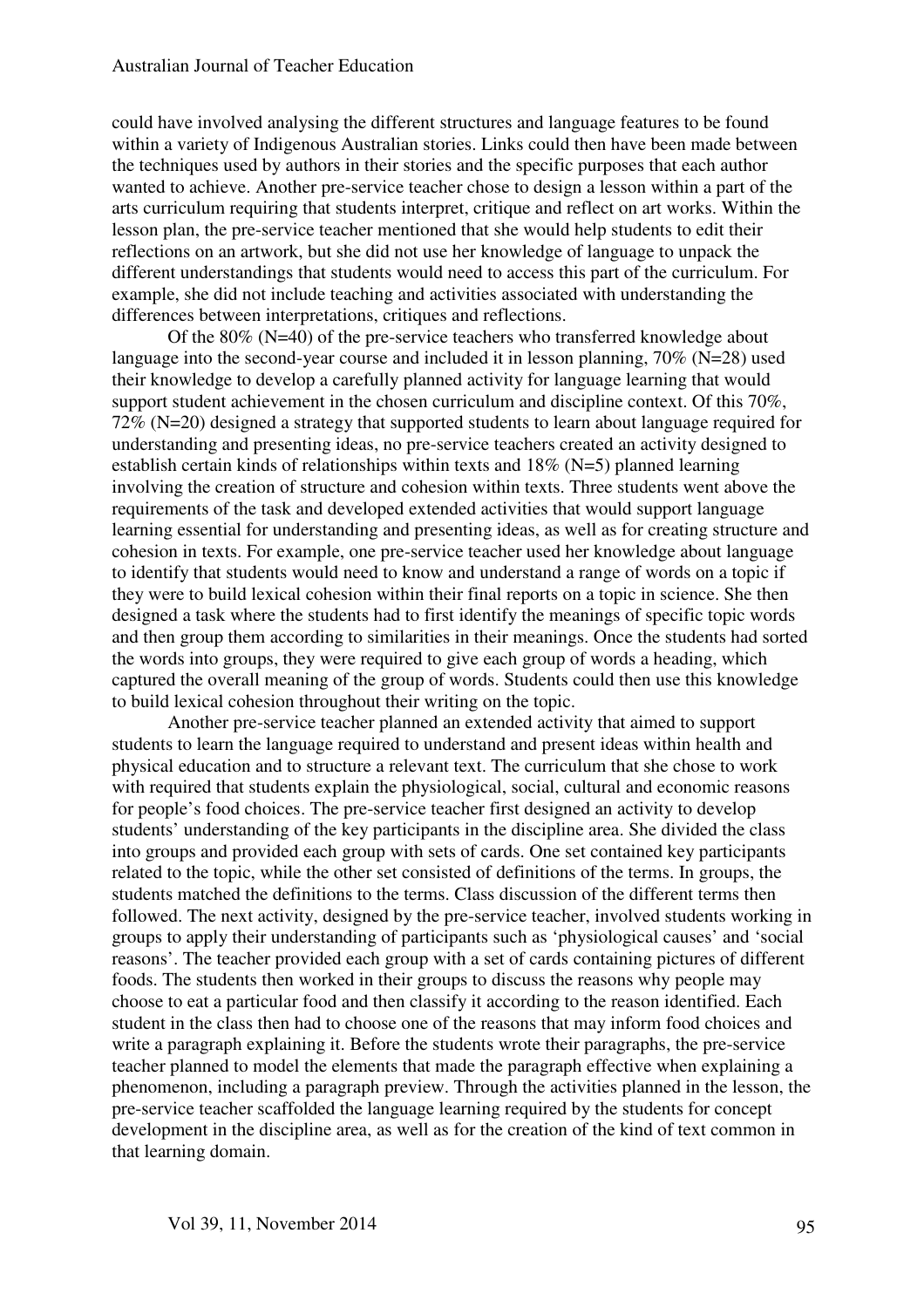could have involved analysing the different structures and language features to be found within a variety of Indigenous Australian stories. Links could then have been made between the techniques used by authors in their stories and the specific purposes that each author wanted to achieve. Another pre-service teacher chose to design a lesson within a part of the arts curriculum requiring that students interpret, critique and reflect on art works. Within the lesson plan, the pre-service teacher mentioned that she would help students to edit their reflections on an artwork, but she did not use her knowledge of language to unpack the different understandings that students would need to access this part of the curriculum. For example, she did not include teaching and activities associated with understanding the differences between interpretations, critiques and reflections.

Of the 80% (N=40) of the pre-service teachers who transferred knowledge about language into the second-year course and included it in lesson planning, 70% (N=28) used their knowledge to develop a carefully planned activity for language learning that would support student achievement in the chosen curriculum and discipline context. Of this 70%, 72% (N=20) designed a strategy that supported students to learn about language required for understanding and presenting ideas, no pre-service teachers created an activity designed to establish certain kinds of relationships within texts and 18% (N=5) planned learning involving the creation of structure and cohesion within texts. Three students went above the requirements of the task and developed extended activities that would support language learning essential for understanding and presenting ideas, as well as for creating structure and cohesion in texts. For example, one pre-service teacher used her knowledge about language to identify that students would need to know and understand a range of words on a topic if they were to build lexical cohesion within their final reports on a topic in science. She then designed a task where the students had to first identify the meanings of specific topic words and then group them according to similarities in their meanings. Once the students had sorted the words into groups, they were required to give each group of words a heading, which captured the overall meaning of the group of words. Students could then use this knowledge to build lexical cohesion throughout their writing on the topic.

Another pre-service teacher planned an extended activity that aimed to support students to learn the language required to understand and present ideas within health and physical education and to structure a relevant text. The curriculum that she chose to work with required that students explain the physiological, social, cultural and economic reasons for people's food choices. The pre-service teacher first designed an activity to develop students' understanding of the key participants in the discipline area. She divided the class into groups and provided each group with sets of cards. One set contained key participants related to the topic, while the other set consisted of definitions of the terms. In groups, the students matched the definitions to the terms. Class discussion of the different terms then followed. The next activity, designed by the pre-service teacher, involved students working in groups to apply their understanding of participants such as 'physiological causes' and 'social reasons'. The teacher provided each group with a set of cards containing pictures of different foods. The students then worked in their groups to discuss the reasons why people may choose to eat a particular food and then classify it according to the reason identified. Each student in the class then had to choose one of the reasons that may inform food choices and write a paragraph explaining it. Before the students wrote their paragraphs, the pre-service teacher planned to model the elements that made the paragraph effective when explaining a phenomenon, including a paragraph preview. Through the activities planned in the lesson, the pre-service teacher scaffolded the language learning required by the students for concept development in the discipline area, as well as for the creation of the kind of text common in that learning domain.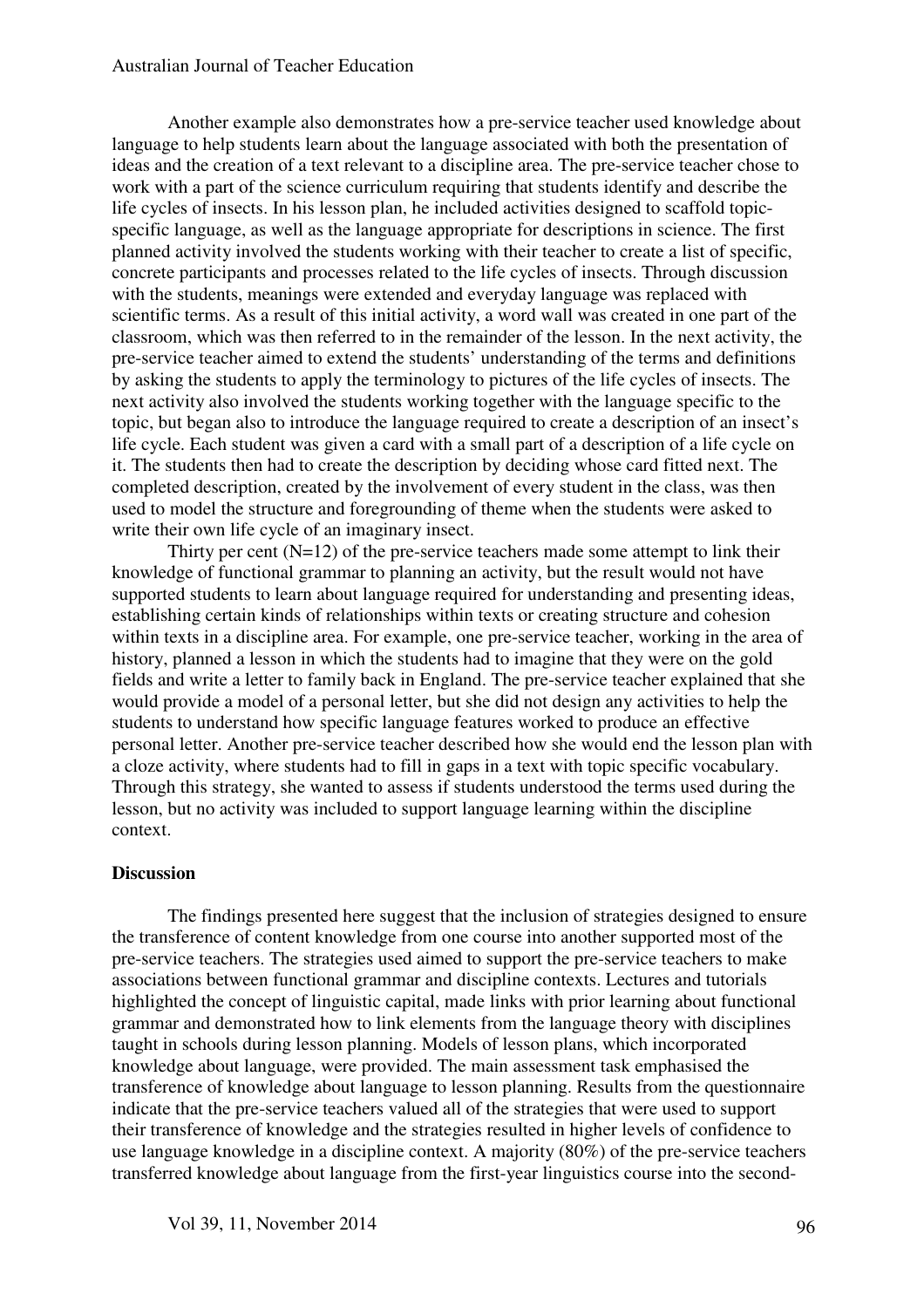Another example also demonstrates how a pre-service teacher used knowledge about language to help students learn about the language associated with both the presentation of ideas and the creation of a text relevant to a discipline area. The pre-service teacher chose to work with a part of the science curriculum requiring that students identify and describe the life cycles of insects. In his lesson plan, he included activities designed to scaffold topic-specific language, as well as the language appropriate for descriptions in science. The first planned activity involved the students working with their teacher to create a list of specific, concrete participants and processes related to the life cycles of insects. Through discussion with the students, meanings were extended and everyday language was replaced with scientific terms. As a result of this initial activity, a word wall was created in one part of the classroom, which was then referred to in the remainder of the lesson. In the next activity, the pre-service teacher aimed to extend the students' understanding of the terms and definitions by asking the students to apply the terminology to pictures of the life cycles of insects. The next activity also involved the students working together with the language specific to the topic, but began also to introduce the language required to create a description of an insect's life cycle. Each student was given a card with a small part of a description of a life cycle on it. The students then had to create the description by deciding whose card fitted next. The completed description, created by the involvement of every student in the class, was then used to model the structure and foregrounding of theme when the students were asked to write their own life cycle of an imaginary insect.

Thirty per cent (N=12) of the pre-service teachers made some attempt to link their knowledge of functional grammar to planning an activity, but the result would not have supported students to learn about language required for understanding and presenting ideas, establishing certain kinds of relationships within texts or creating structure and cohesion within texts in a discipline area. For example, one pre-service teacher, working in the area of history, planned a lesson in which the students had to imagine that they were on the gold fields and write a letter to family back in England. The pre-service teacher explained that she would provide a model of a personal letter, but she did not design any activities to help the students to understand how specific language features worked to produce an effective personal letter. Another pre-service teacher described how she would end the lesson plan with a cloze activity, where students had to fill in gaps in a text with topic specific vocabulary. Through this strategy, she wanted to assess if students understood the terms used during the lesson, but no activity was included to support language learning within the discipline context.

## Discussion

The findings presented here suggest that the inclusion of strategies designed to ensure the transference of content knowledge from one course into another supported most of the pre-service teachers. The strategies used aimed to support the pre-service teachers to make associations between functional grammar and discipline contexts. Lectures and tutorials highlighted the concept of linguistic capital, made links with prior learning about functional grammar and demonstrated how to link elements from the language theory with disciplines taught in schools during lesson planning. Models of lesson plans, which incorporated knowledge about language, were provided. The main assessment task emphasised the transference of knowledge about language to lesson planning. Results from the questionnaire indicate that the pre-service teachers valued all of the strategies that were used to support their transference of knowledge and the strategies resulted in higher levels of confidence to use language knowledge in a discipline context. A majority (80%) of the pre-service teachers transferred knowledge about language from the first-year linguistics course into the second-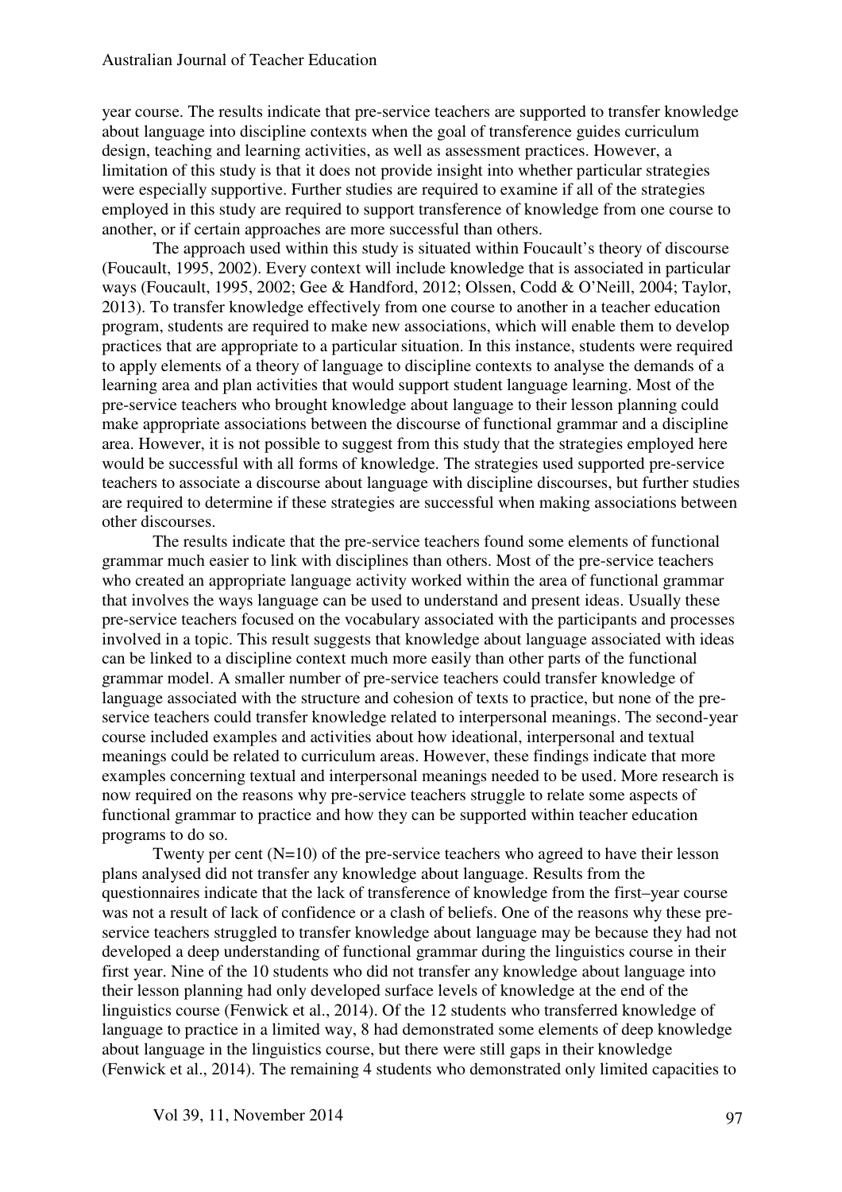year course. The results indicate that pre-service teachers are supported to transfer knowledge about language into discipline contexts when the goal of transference guides curriculum design, teaching and learning activities, as well as assessment practices. However, a limitation of this study is that it does not provide insight into whether particular strategies were especially supportive. Further studies are required to examine if all of the strategies employed in this study are required to support transference of knowledge from one course to another, or if certain approaches are more successful than others.

The approach used within this study is situated within Foucault's theory of discourse (Foucault, 1995, 2002). Every context will include knowledge that is associated in particular ways (Foucault, 1995, 2002; Gee & Handford, 2012; Olssen, Codd & O'Neill, 2004; Taylor, 2013). To transfer knowledge effectively from one course to another in a teacher education program, students are required to make new associations, which will enable them to develop practices that are appropriate to a particular situation. In this instance, students were required to apply elements of a theory of language to discipline contexts to analyse the demands of a learning area and plan activities that would support student language learning. Most of the pre-service teachers who brought knowledge about language to their lesson planning could make appropriate associations between the discourse of functional grammar and a discipline area. However, it is not possible to suggest from this study that the strategies employed here would be successful with all forms of knowledge. The strategies used supported pre-service teachers to associate a discourse about language with discipline discourses, but further studies are required to determine if these strategies are successful when making associations between other discourses.

The results indicate that the pre-service teachers found some elements of functional grammar much easier to link with disciplines than others. Most of the pre-service teachers who created an appropriate language activity worked within the area of functional grammar that involves the ways language can be used to understand and present ideas. Usually these pre-service teachers focused on the vocabulary associated with the participants and processes involved in a topic. This result suggests that knowledge about language associated with ideas can be linked to a discipline context much more easily than other parts of the functional grammar model. A smaller number of pre-service teachers could transfer knowledge of language associated with the structure and cohesion of texts to practice, but none of the pre-service teachers could transfer knowledge related to interpersonal meanings. The second-year course included examples and activities about how ideational, interpersonal and textual meanings could be related to curriculum areas. However, these findings indicate that more examples concerning textual and interpersonal meanings needed to be used. More research is now required on the reasons why pre-service teachers struggle to relate some aspects of functional grammar to practice and how they can be supported within teacher education programs to do so.

Twenty per cent (N=10) of the pre-service teachers who agreed to have their lesson plans analysed did not transfer any knowledge about language. Results from the questionnaires indicate that the lack of transference of knowledge from the first–year course was not a result of lack of confidence or a clash of beliefs. One of the reasons why these pre-service teachers struggled to transfer knowledge about language may be because they had not developed a deep understanding of functional grammar during the linguistics course in their first year. Nine of the 10 students who did not transfer any knowledge about language into their lesson planning had only developed surface levels of knowledge at the end of the linguistics course (Fenwick et al., 2014). Of the 12 students who transferred knowledge of language to practice in a limited way, 8 had demonstrated some elements of deep knowledge about language in the linguistics course, but there were still gaps in their knowledge (Fenwick et al., 2014). The remaining 4 students who demonstrated only limited capacities to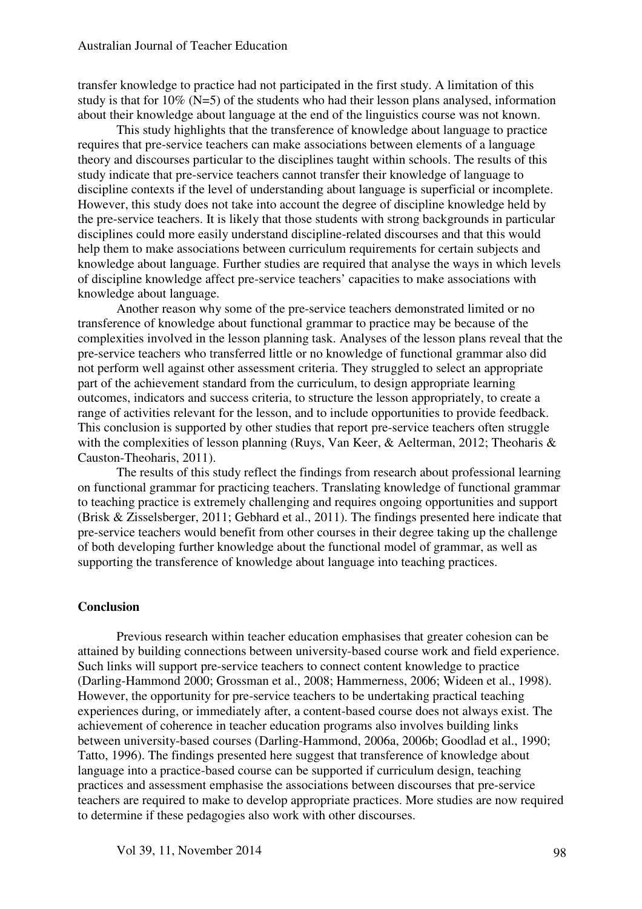transfer knowledge to practice had not participated in the first study. A limitation of this study is that for 10% (N=5) of the students who had their lesson plans analysed, information about their knowledge about language at the end of the linguistics course was not known.

This study highlights that the transference of knowledge about language to practice requires that pre-service teachers can make associations between elements of a language theory and discourses particular to the disciplines taught within schools. The results of this study indicate that pre-service teachers cannot transfer their knowledge of language to discipline contexts if the level of understanding about language is superficial or incomplete. However, this study does not take into account the degree of discipline knowledge held by the pre-service teachers. It is likely that those students with strong backgrounds in particular disciplines could more easily understand discipline-related discourses and that this would help them to make associations between curriculum requirements for certain subjects and knowledge about language. Further studies are required that analyse the ways in which levels of discipline knowledge affect pre-service teachers' capacities to make associations with knowledge about language.

Another reason why some of the pre-service teachers demonstrated limited or no transference of knowledge about functional grammar to practice may be because of the complexities involved in the lesson planning task. Analyses of the lesson plans reveal that the pre-service teachers who transferred little or no knowledge of functional grammar also did not perform well against other assessment criteria. They struggled to select an appropriate part of the achievement standard from the curriculum, to design appropriate learning outcomes, indicators and success criteria, to structure the lesson appropriately, to create a range of activities relevant for the lesson, and to include opportunities to provide feedback. This conclusion is supported by other studies that report pre-service teachers often struggle with the complexities of lesson planning (Ruys, Van Keer, & Aelterman, 2012; Theoharis & Causton-Theoharis, 2011).

The results of this study reflect the findings from research about professional learning on functional grammar for practicing teachers. Translating knowledge of functional grammar to teaching practice is extremely challenging and requires ongoing opportunities and support (Brisk & Zisselsberger, 2011; Gebhard et al., 2011). The findings presented here indicate that pre-service teachers would benefit from other courses in their degree taking up the challenge of both developing further knowledge about the functional model of grammar, as well as supporting the transference of knowledge about language into teaching practices.

## Conclusion

Previous research within teacher education emphasises that greater cohesion can be attained by building connections between university-based course work and field experience. Such links will support pre-service teachers to connect content knowledge to practice (Darling-Hammond 2000; Grossman et al., 2008; Hammerness, 2006; Wideen et al., 1998). However, the opportunity for pre-service teachers to be undertaking practical teaching experiences during, or immediately after, a content-based course does not always exist. The achievement of coherence in teacher education programs also involves building links between university-based courses (Darling-Hammond, 2006a, 2006b; Goodlad et al., 1990; Tatto, 1996). The findings presented here suggest that transference of knowledge about language into a practice-based course can be supported if curriculum design, teaching practices and assessment emphasise the associations between discourses that pre-service teachers are required to make to develop appropriate practices. More studies are now required to determine if these pedagogies also work with other discourses.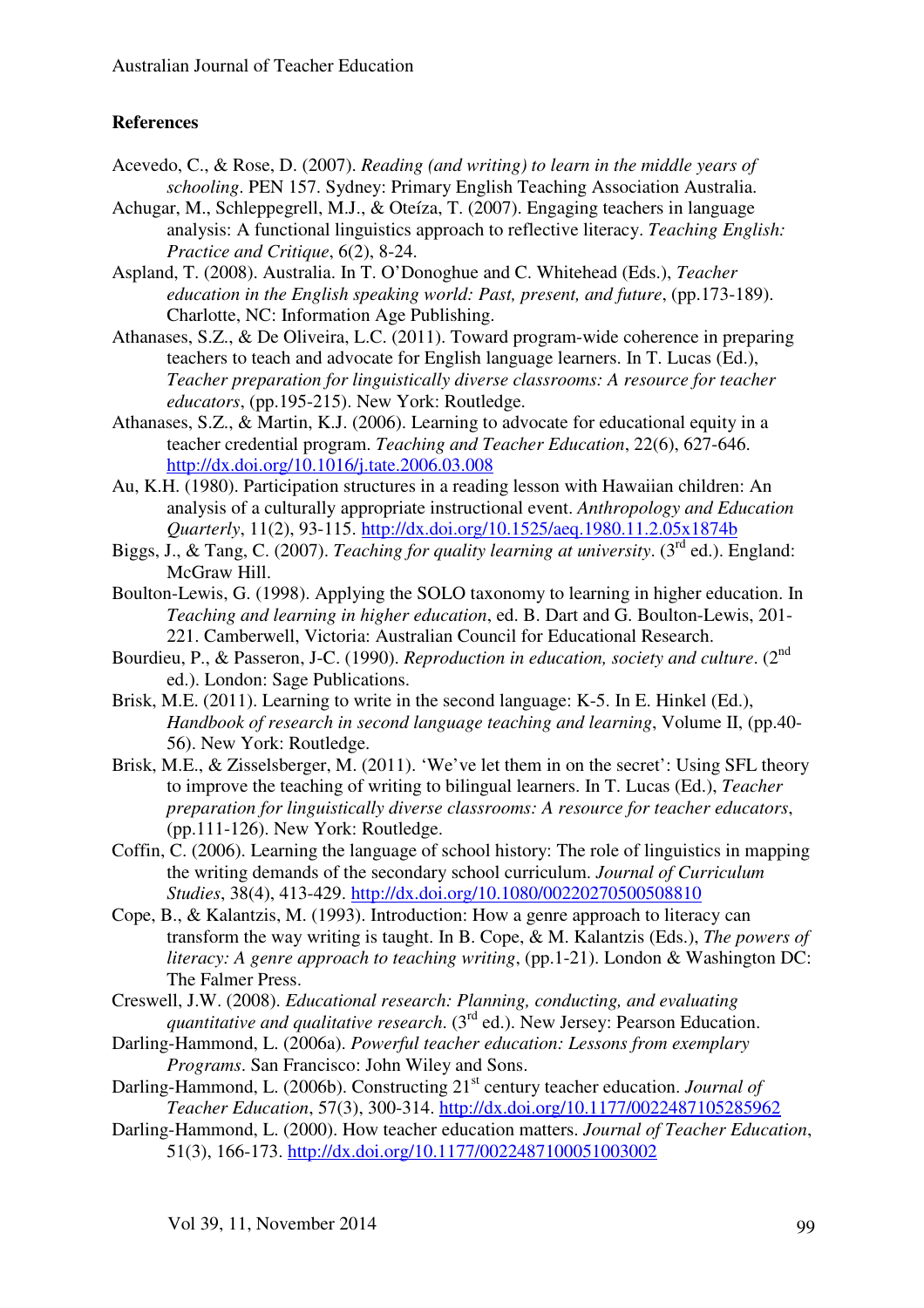## References

Acevedo, C., & Rose, D. (2007). *Reading (and writing) to learn in the middle years of schooling*. PEN 157. Sydney: Primary English Teaching Association Australia.

Achugar, M., Schleppegrell, M.J., & Oteíza, T. (2007). Engaging teachers in language analysis: A functional linguistics approach to reflective literacy. *Teaching English: Practice and Critique*, 6(2), 8-24.

Aspland, T. (2008). Australia. In T. O'Donoghue and C. Whitehead (Eds.), *Teacher education in the English speaking world: Past, present, and future*, (pp.173-189). Charlotte, NC: Information Age Publishing.

Athanases, S.Z., & De Oliveira, L.C. (2011). Toward program-wide coherence in preparing teachers to teach and advocate for English language learners. In T. Lucas (Ed.), *Teacher preparation for linguistically diverse classrooms: A resource for teacher educators*, (pp.195-215). New York: Routledge.

Athanases, S.Z., & Martin, K.J. (2006). Learning to advocate for educational equity in a teacher credential program. *Teaching and Teacher Education*, 22(6), 627-646. http://dx.doi.org/10.1016/j.tate.2006.03.008

Au, K.H. (1980). Participation structures in a reading lesson with Hawaiian children: An analysis of a culturally appropriate instructional event. *Anthropology and Education Quarterly*, 11(2), 93-115. http://dx.doi.org/10.1525/aeq.1980.11.2.05x1874b

Biggs, J., & Tang, C. (2007). *Teaching for quality learning at university*. (3rd ed.). England: McGraw Hill.

Boulton-Lewis, G. (1998). Applying the SOLO taxonomy to learning in higher education. In *Teaching and learning in higher education*, ed. B. Dart and G. Boulton-Lewis, 201-221. Camberwell, Victoria: Australian Council for Educational Research.

Bourdieu, P., & Passeron, J-C. (1990). *Reproduction in education, society and culture*. (2nd ed.). London: Sage Publications.

Brisk, M.E. (2011). Learning to write in the second language: K-5. In E. Hinkel (Ed.), *Handbook of research in second language teaching and learning*, Volume II, (pp.40-56). New York: Routledge.

Brisk, M.E., & Zisselsberger, M. (2011). 'We've let them in on the secret': Using SFL theory to improve the teaching of writing to bilingual learners. In T. Lucas (Ed.), *Teacher preparation for linguistically diverse classrooms: A resource for teacher educators*, (pp.111-126). New York: Routledge.

Coffin, C. (2006). Learning the language of school history: The role of linguistics in mapping the writing demands of the secondary school curriculum. *Journal of Curriculum Studies*, 38(4), 413-429. http://dx.doi.org/10.1080/00220270500508810

Cope, B., & Kalantzis, M. (1993). Introduction: How a genre approach to literacy can transform the way writing is taught. In B. Cope, & M. Kalantzis (Eds.), *The powers of literacy: A genre approach to teaching writing*, (pp.1-21). London & Washington DC: The Falmer Press.

Creswell, J.W. (2008). *Educational research: Planning, conducting, and evaluating quantitative and qualitative research*. (3rd ed.). New Jersey: Pearson Education.

Darling-Hammond, L. (2006a). *Powerful teacher education: Lessons from exemplary Programs*. San Francisco: John Wiley and Sons.

Darling-Hammond, L. (2006b). Constructing 21st century teacher education. *Journal of Teacher Education*, 57(3), 300-314. http://dx.doi.org/10.1177/0022487105285962

Darling-Hammond, L. (2000). How teacher education matters. *Journal of Teacher Education*, 51(3), 166-173. http://dx.doi.org/10.1177/0022487100051003002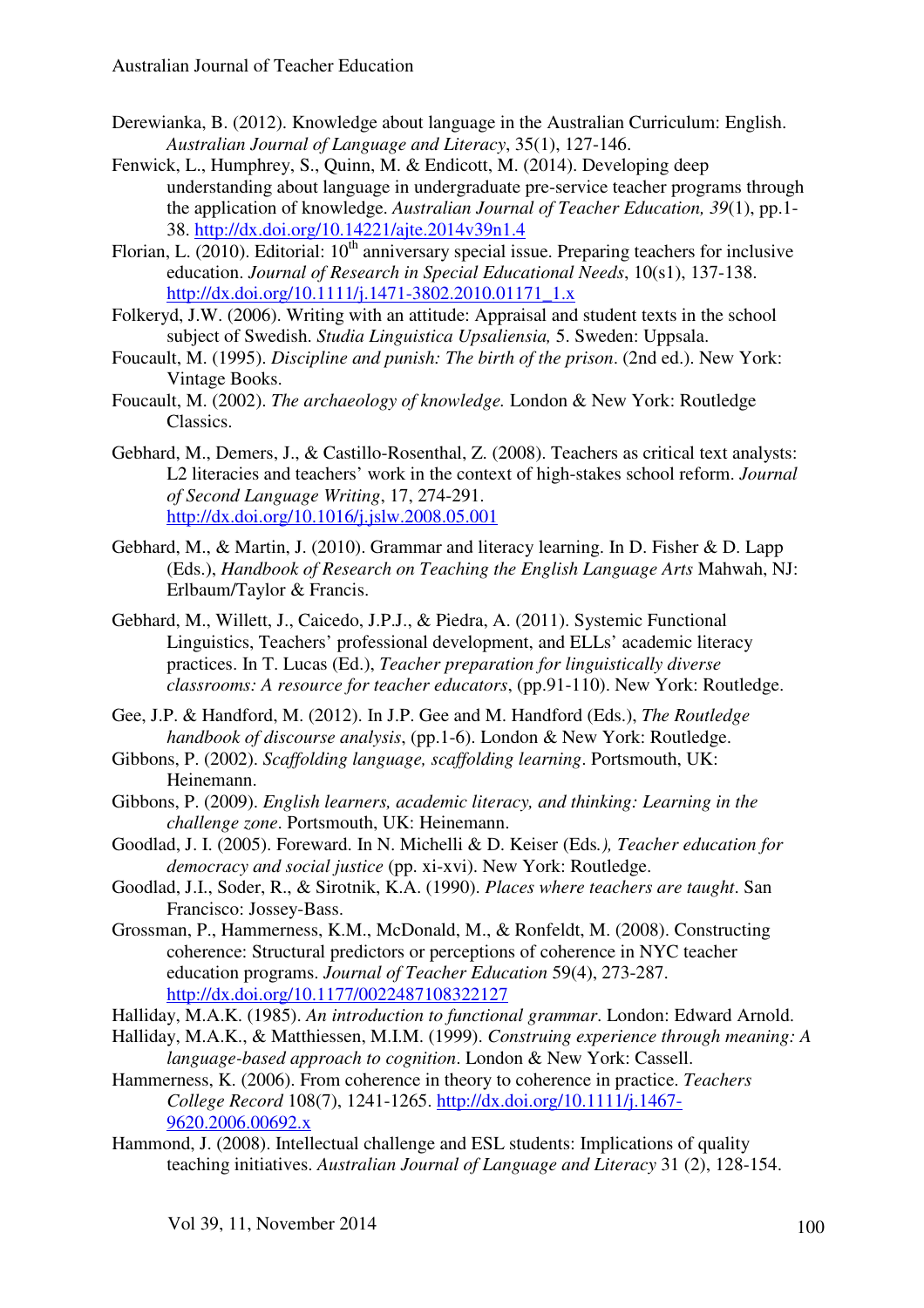Derewianka, B. (2012). Knowledge about language in the Australian Curriculum: English. *Australian Journal of Language and Literacy*, 35(1), 127-146.

Fenwick, L., Humphrey, S., Quinn, M. & Endicott, M. (2014). Developing deep understanding about language in undergraduate pre-service teacher programs through the application of knowledge. *Australian Journal of Teacher Education, 39*(1), pp.1-38. http://dx.doi.org/10.14221/ajte.2014v39n1.4

Florian, L. (2010). Editorial: 10th anniversary special issue. Preparing teachers for inclusive education. *Journal of Research in Special Educational Needs*, 10(s1), 137-138. http://dx.doi.org/10.1111/j.1471-3802.2010.01171_1.x

Folkeryd, J.W. (2006). Writing with an attitude: Appraisal and student texts in the school subject of Swedish. *Studia Linguistica Upsaliensia,* 5. Sweden: Uppsala.

Foucault, M. (1995). *Discipline and punish: The birth of the prison*. (2nd ed.). New York: Vintage Books.

Foucault, M. (2002). *The archaeology of knowledge.* London & New York: Routledge Classics.

Gebhard, M., Demers, J., & Castillo-Rosenthal, Z. (2008). Teachers as critical text analysts: L2 literacies and teachers' work in the context of high-stakes school reform. *Journal of Second Language Writing*, 17, 274-291. http://dx.doi.org/10.1016/j.jslw.2008.05.001

Gebhard, M., & Martin, J. (2010). Grammar and literacy learning. In D. Fisher & D. Lapp (Eds.), *Handbook of Research on Teaching the English Language Arts* Mahwah, NJ: Erlbaum/Taylor & Francis.

Gebhard, M., Willett, J., Caicedo, J.P.J., & Piedra, A. (2011). Systemic Functional Linguistics, Teachers' professional development, and ELLs' academic literacy practices. In T. Lucas (Ed.), *Teacher preparation for linguistically diverse classrooms: A resource for teacher educators*, (pp.91-110). New York: Routledge.

Gee, J.P. & Handford, M. (2012). In J.P. Gee and M. Handford (Eds.), *The Routledge handbook of discourse analysis*, (pp.1-6). London & New York: Routledge.

Gibbons, P. (2002). *Scaffolding language, scaffolding learning*. Portsmouth, UK: Heinemann.

Gibbons, P. (2009). *English learners, academic literacy, and thinking: Learning in the challenge zone*. Portsmouth, UK: Heinemann.

Goodlad, J. I. (2005). Foreward. In N. Michelli & D. Keiser (Eds*.), Teacher education for democracy and social justice* (pp. xi-xvi). New York: Routledge.

Goodlad, J.I., Soder, R., & Sirotnik, K.A. (1990). *Places where teachers are taught*. San Francisco: Jossey-Bass.

Grossman, P., Hammerness, K.M., McDonald, M., & Ronfeldt, M. (2008). Constructing coherence: Structural predictors or perceptions of coherence in NYC teacher education programs. *Journal of Teacher Education* 59(4), 273-287. http://dx.doi.org/10.1177/0022487108322127

Halliday, M.A.K. (1985). *An introduction to functional grammar*. London: Edward Arnold.

Halliday, M.A.K., & Matthiessen, M.I.M. (1999). *Construing experience through meaning: A language-based approach to cognition*. London & New York: Cassell.

Hammerness, K. (2006). From coherence in theory to coherence in practice. *Teachers College Record* 108(7), 1241-1265. http://dx.doi.org/10.1111/j.1467-9620.2006.00692.x

Hammond, J. (2008). Intellectual challenge and ESL students: Implications of quality teaching initiatives. *Australian Journal of Language and Literacy* 31 (2), 128-154.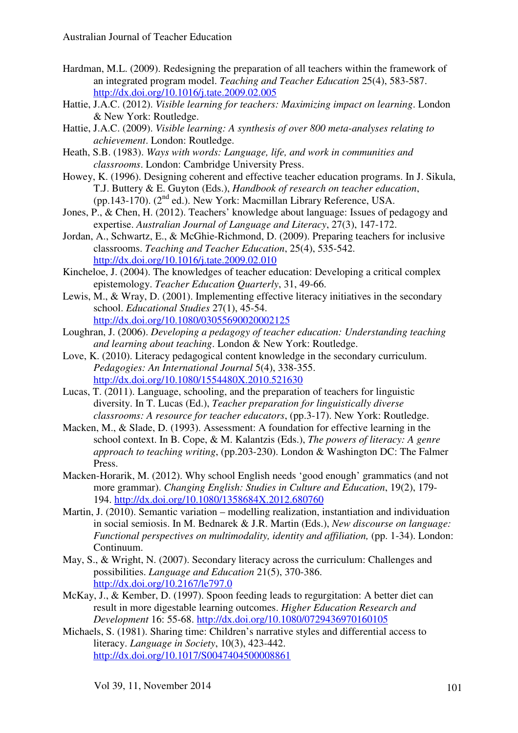Hardman, M.L. (2009). Redesigning the preparation of all teachers within the framework of an integrated program model. *Teaching and Teacher Education* 25(4), 583-587. http://dx.doi.org/10.1016/j.tate.2009.02.005

Hattie, J.A.C. (2012). *Visible learning for teachers: Maximizing impact on learning*. London & New York: Routledge.

Hattie, J.A.C. (2009). *Visible learning: A synthesis of over 800 meta-analyses relating to achievement*. London: Routledge.

Heath, S.B. (1983). *Ways with words: Language, life, and work in communities and classrooms*. London: Cambridge University Press.

Howey, K. (1996). Designing coherent and effective teacher education programs. In J. Sikula, T.J. Buttery & E. Guyton (Eds.), *Handbook of research on teacher education*, (pp.143-170). (2nd ed.). New York: Macmillan Library Reference, USA.

Jones, P., & Chen, H. (2012). Teachers' knowledge about language: Issues of pedagogy and expertise. *Australian Journal of Language and Literacy*, 27(3), 147-172.

Jordan, A., Schwartz, E., & McGhie-Richmond, D. (2009). Preparing teachers for inclusive classrooms. *Teaching and Teacher Education*, 25(4), 535-542. http://dx.doi.org/10.1016/j.tate.2009.02.010

Kincheloe, J. (2004). The knowledges of teacher education: Developing a critical complex epistemology. *Teacher Education Quarterly*, 31, 49-66.

Lewis, M., & Wray, D. (2001). Implementing effective literacy initiatives in the secondary school. *Educational Studies* 27(1), 45-54. http://dx.doi.org/10.1080/03055690020002125

Loughran, J. (2006). *Developing a pedagogy of teacher education: Understanding teaching and learning about teaching*. London & New York: Routledge.

Love, K. (2010). Literacy pedagogical content knowledge in the secondary curriculum. *Pedagogies: An International Journal* 5(4), 338-355. http://dx.doi.org/10.1080/1554480X.2010.521630

Lucas, T. (2011). Language, schooling, and the preparation of teachers for linguistic diversity. In T. Lucas (Ed.), *Teacher preparation for linguistically diverse classrooms: A resource for teacher educators*, (pp.3-17). New York: Routledge.

Macken, M., & Slade, D. (1993). Assessment: A foundation for effective learning in the school context. In B. Cope, & M. Kalantzis (Eds.), *The powers of literacy: A genre approach to teaching writing*, (pp.203-230). London & Washington DC: The Falmer Press.

Macken-Horarik, M. (2012). Why school English needs 'good enough' grammatics (and not more grammar). *Changing English: Studies in Culture and Education*, 19(2), 179-194. http://dx.doi.org/10.1080/1358684X.2012.680760

Martin, J. (2010). Semantic variation – modelling realization, instantiation and individuation in social semiosis. In M. Bednarek & J.R. Martin (Eds.), *New discourse on language: Functional perspectives on multimodality, identity and affiliation,* (pp. 1-34). London: Continuum.

May, S., & Wright, N. (2007). Secondary literacy across the curriculum: Challenges and possibilities. *Language and Education* 21(5), 370-386. http://dx.doi.org/10.2167/le797.0

McKay, J., & Kember, D. (1997). Spoon feeding leads to regurgitation: A better diet can result in more digestable learning outcomes. *Higher Education Research and Development* 16: 55-68. http://dx.doi.org/10.1080/0729436970160105

Michaels, S. (1981). Sharing time: Children's narrative styles and differential access to literacy. *Language in Society*, 10(3), 423-442. http://dx.doi.org/10.1017/S0047404500008861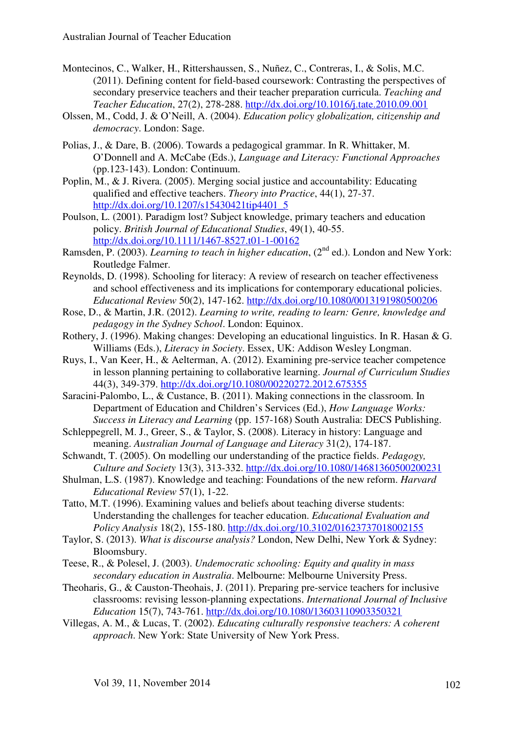Montecinos, C., Walker, H., Rittershaussen, S., Nuñez, C., Contreras, I., & Solis, M.C. (2011). Defining content for field-based coursework: Contrasting the perspectives of secondary preservice teachers and their teacher preparation curricula. *Teaching and Teacher Education*, 27(2), 278-288. http://dx.doi.org/10.1016/j.tate.2010.09.001

Olssen, M., Codd, J. & O'Neill, A. (2004). *Education policy globalization, citizenship and democracy*. London: Sage.

Polias, J., & Dare, B. (2006). Towards a pedagogical grammar. In R. Whittaker, M. O'Donnell and A. McCabe (Eds.), *Language and Literacy: Functional Approaches* (pp.123-143). London: Continuum.

Poplin, M., & J. Rivera. (2005). Merging social justice and accountability: Educating qualified and effective teachers. *Theory into Practice*, 44(1), 27-37. http://dx.doi.org/10.1207/s15430421tip4401_5

Poulson, L. (2001). Paradigm lost? Subject knowledge, primary teachers and education policy. *British Journal of Educational Studies*, 49(1), 40-55. http://dx.doi.org/10.1111/1467-8527.t01-1-00162

Ramsden, P. (2003). *Learning to teach in higher education*, (2nd ed.). London and New York: Routledge Falmer.

Reynolds, D. (1998). Schooling for literacy: A review of research on teacher effectiveness and school effectiveness and its implications for contemporary educational policies. *Educational Review* 50(2), 147-162. http://dx.doi.org/10.1080/0013191980500206

Rose, D., & Martin, J.R. (2012). *Learning to write, reading to learn: Genre, knowledge and pedagogy in the Sydney School*. London: Equinox.

Rothery, J. (1996). Making changes: Developing an educational linguistics. In R. Hasan & G. Williams (Eds.), *Literacy in Society*. Essex, UK: Addison Wesley Longman.

Ruys, I., Van Keer, H., & Aelterman, A. (2012). Examining pre-service teacher competence in lesson planning pertaining to collaborative learning. *Journal of Curriculum Studies* 44(3), 349-379. http://dx.doi.org/10.1080/00220272.2012.675355

Saracini-Palombo, L., & Custance, B. (2011). Making connections in the classroom. In Department of Education and Children's Services (Ed.), *How Language Works: Success in Literacy and Learning* (pp. 157-168) South Australia: DECS Publishing.

Schleppegrell, M. J., Greer, S., & Taylor, S. (2008). Literacy in history: Language and meaning. *Australian Journal of Language and Literacy* 31(2), 174-187.

Schwandt, T. (2005). On modelling our understanding of the practice fields. *Pedagogy, Culture and Society* 13(3), 313-332. http://dx.doi.org/10.1080/14681360500200231

Shulman, L.S. (1987). Knowledge and teaching: Foundations of the new reform. *Harvard Educational Review* 57(1), 1-22.

Tatto, M.T. (1996). Examining values and beliefs about teaching diverse students: Understanding the challenges for teacher education. *Educational Evaluation and Policy Analysis* 18(2), 155-180. http://dx.doi.org/10.3102/01623737018002155

Taylor, S. (2013). *What is discourse analysis?* London, New Delhi, New York & Sydney: Bloomsbury.

Teese, R., & Polesel, J. (2003). *Undemocratic schooling: Equity and quality in mass secondary education in Australia*. Melbourne: Melbourne University Press.

Theoharis, G., & Causton-Theohais, J. (2011). Preparing pre-service teachers for inclusive classrooms: revising lesson-planning expectations. *International Journal of Inclusive Education* 15(7), 743-761. http://dx.doi.org/10.1080/13603110903350321

Villegas, A. M., & Lucas, T. (2002). *Educating culturally responsive teachers: A coherent approach*. New York: State University of New York Press.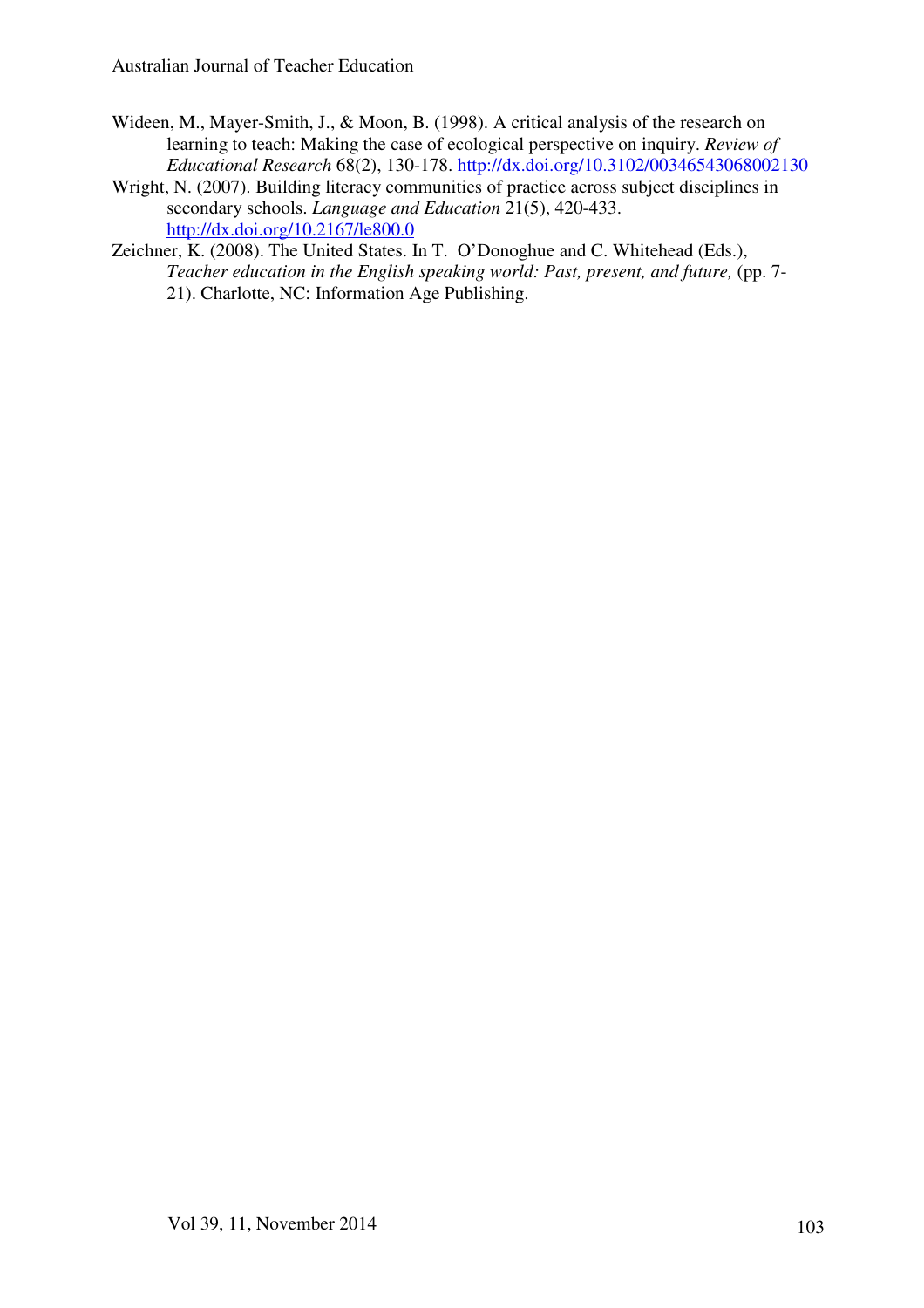Wideen, M., Mayer-Smith, J., & Moon, B. (1998). A critical analysis of the research on learning to teach: Making the case of ecological perspective on inquiry. *Review of Educational Research* 68(2), 130-178. http://dx.doi.org/10.3102/00346543068002130

Wright, N. (2007). Building literacy communities of practice across subject disciplines in secondary schools. *Language and Education* 21(5), 420-433. http://dx.doi.org/10.2167/le800.0

Zeichner, K. (2008). The United States. In T. O'Donoghue and C. Whitehead (Eds.), *Teacher education in the English speaking world: Past, present, and future,* (pp. 7-21). Charlotte, NC: Information Age Publishing.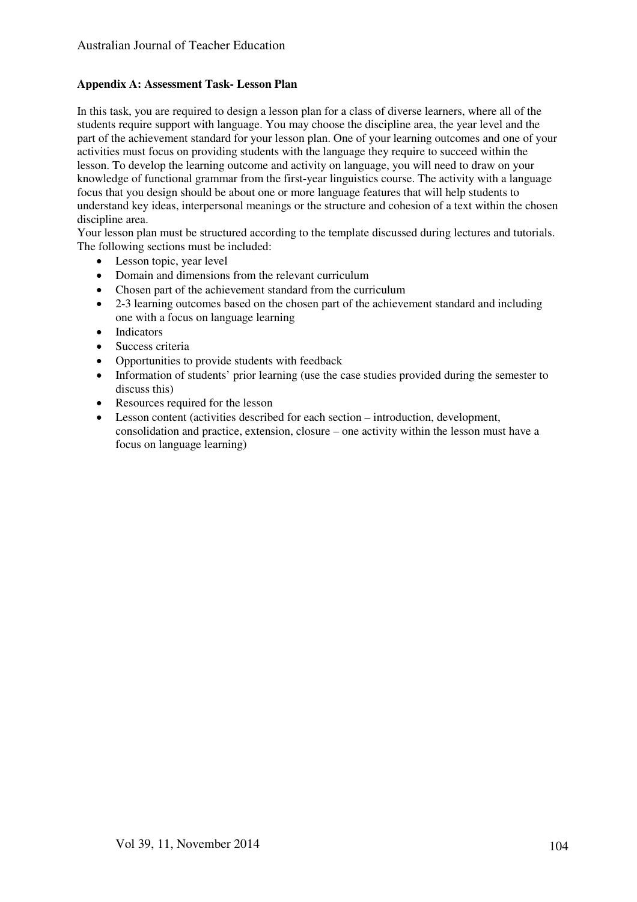**Appendix A: Assessment Task- Lesson Plan**

In this task, you are required to design a lesson plan for a class of diverse learners, where all of the students require support with language. You may choose the discipline area, the year level and the part of the achievement standard for your lesson plan. One of your learning outcomes and one of your activities must focus on providing students with the language they require to succeed within the lesson. To develop the learning outcome and activity on language, you will need to draw on your knowledge of functional grammar from the first-year linguistics course. The activity with a language focus that you design should be about one or more language features that will help students to understand key ideas, interpersonal meanings or the structure and cohesion of a text within the chosen discipline area.

Your lesson plan must be structured according to the template discussed during lectures and tutorials. The following sections must be included:

- Lesson topic, year level
- Domain and dimensions from the relevant curriculum
- Chosen part of the achievement standard from the curriculum
- 2-3 learning outcomes based on the chosen part of the achievement standard and including one with a focus on language learning
- Indicators
- Success criteria
- Opportunities to provide students with feedback
- Information of students' prior learning (use the case studies provided during the semester to discuss this)
- Resources required for the lesson
- Lesson content (activities described for each section – introduction, development, consolidation and practice, extension, closure – one activity within the lesson must have a focus on language learning)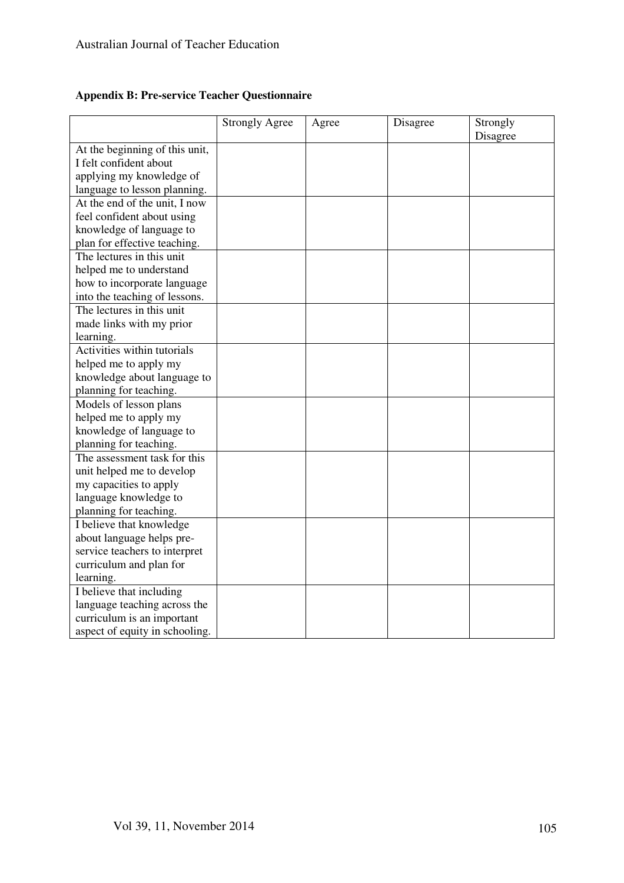**Appendix B: Pre-service Teacher Questionnaire**

| | Strongly Agree | Agree | Disagree | Strongly Disagree |
|---|---|---|---|---|
| At the beginning of this unit, I felt confident about applying my knowledge of language to lesson planning. | | | | |
| At the end of the unit, I now feel confident about using knowledge of language to plan for effective teaching. | | | | |
| The lectures in this unit helped me to understand how to incorporate language into the teaching of lessons. | | | | |
| The lectures in this unit made links with my prior learning. | | | | |
| Activities within tutorials helped me to apply my knowledge about language to planning for teaching. | | | | |
| Models of lesson plans helped me to apply my knowledge of language to planning for teaching. | | | | |
| The assessment task for this unit helped me to develop my capacities to apply language knowledge to planning for teaching. | | | | |
| I believe that knowledge about language helps pre-service teachers to interpret curriculum and plan for learning. | | | | |
| I believe that including language teaching across the curriculum is an important aspect of equity in schooling. | | | | |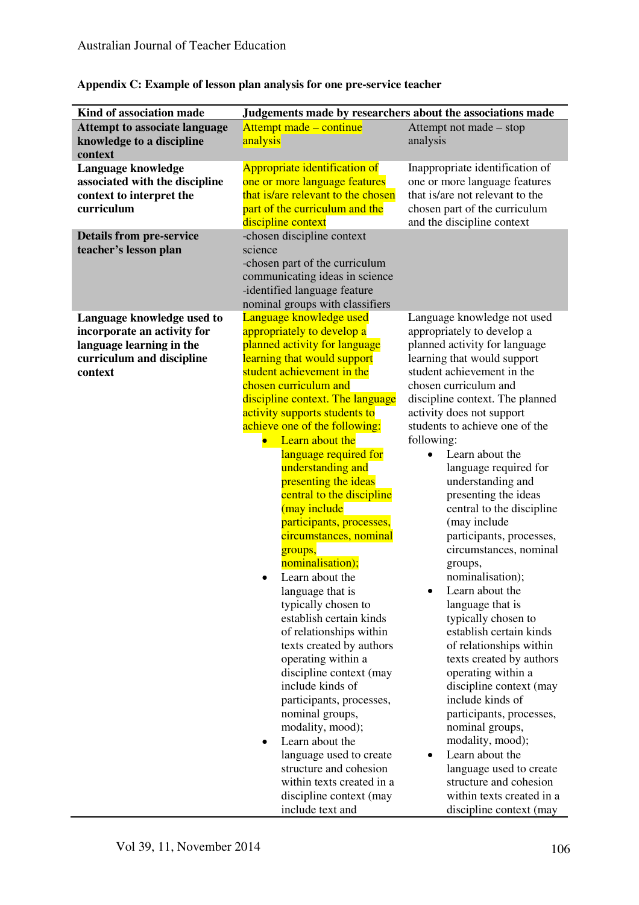**Appendix C: Example of lesson plan analysis for one pre-service teacher**

| Kind of association made | Judgements made by researchers about the associations made | |
|---|---|---|
| **Attempt to associate language knowledge to a discipline context** | Attempt made – continue analysis | Attempt not made – stop analysis |
| **Language knowledge associated with the discipline context to interpret the curriculum** | Appropriate identification of one or more language features that is/are relevant to the chosen part of the curriculum and the discipline context | Inappropriate identification of one or more language features that is/are not relevant to the chosen part of the curriculum and the discipline context |
| **Details from pre-service teacher's lesson plan** | -chosen discipline context science<br>-chosen part of the curriculum communicating ideas in science<br>-identified language feature nominal groups with classifiers | |
| **Language knowledge used to incorporate an activity for language learning in the curriculum and discipline context** | Language knowledge used appropriately to develop a planned activity for language learning that would support student achievement in the chosen curriculum and discipline context. The language activity supports students to achieve one of the following:<br>• Learn about the language required for understanding and presenting the ideas central to the discipline (may include participants, processes, circumstances, nominal groups, nominalisation);<br>• Learn about the language that is typically chosen to establish certain kinds of relationships within texts created by authors operating within a discipline context (may include kinds of participants, processes, nominal groups, modality, mood);<br>• Learn about the language used to create structure and cohesion within texts created in a discipline context (may include text and | Language knowledge not used appropriately to develop a planned activity for language learning that would support student achievement in the chosen curriculum and discipline context. The planned activity does not support students to achieve one of the following:<br>• Learn about the language required for understanding and presenting the ideas central to the discipline (may include participants, processes, circumstances, nominal groups, nominalisation);<br>• Learn about the language that is typically chosen to establish certain kinds of relationships within texts created by authors operating within a discipline context (may include kinds of participants, processes, nominal groups, modality, mood);<br>• Learn about the language used to create structure and cohesion within texts created in a discipline context (may |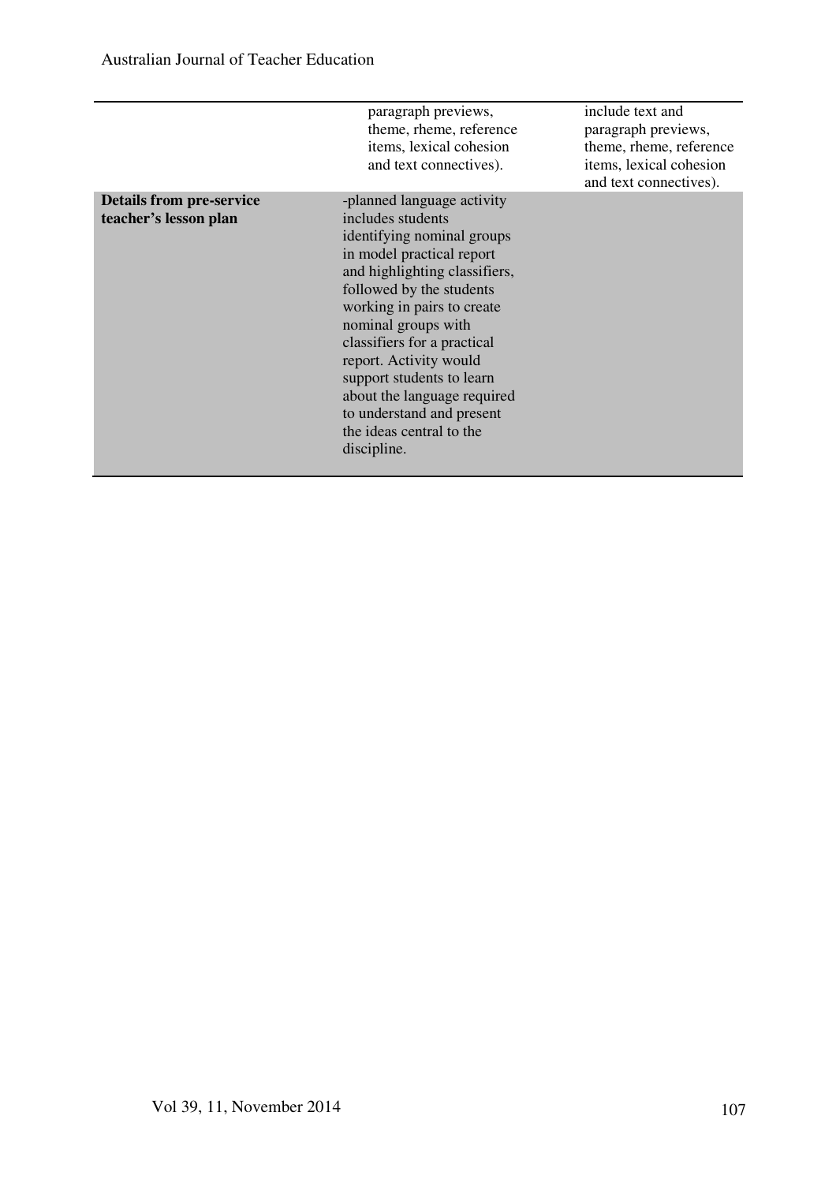| | | |
|---|---|---|
| | paragraph previews, theme, rheme, reference items, lexical cohesion and text connectives). | include text and paragraph previews, theme, rheme, reference items, lexical cohesion and text connectives). |
| **Details from pre-service teacher's lesson plan** | -planned language activity includes students identifying nominal groups in model practical report and highlighting classifiers, followed by the students working in pairs to create nominal groups with classifiers for a practical report. Activity would support students to learn about the language required to understand and present the ideas central to the discipline. | |